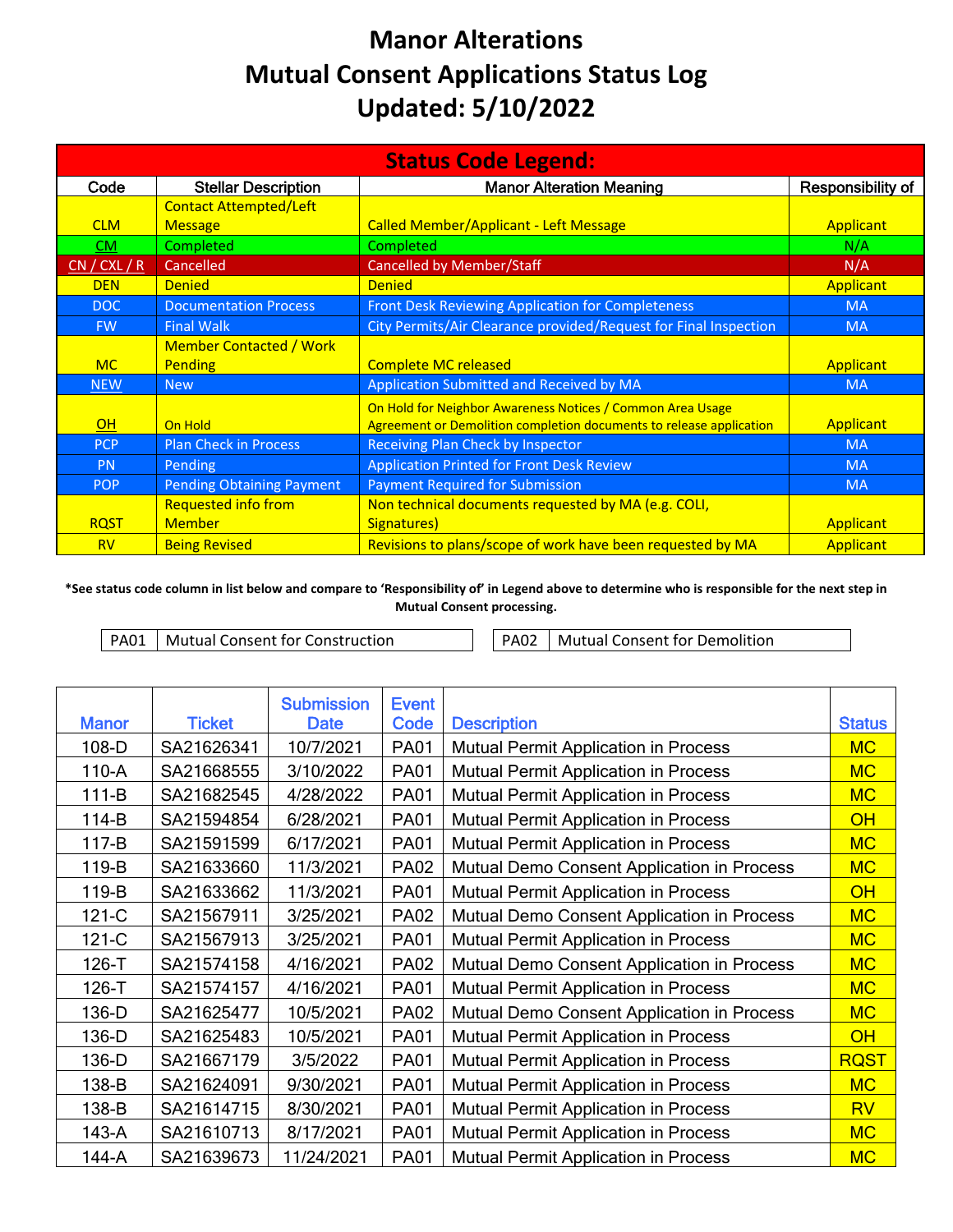# Manor Alterations
# Mutual Consent Applications Status Log
# Updated: 5/10/2022

| Status Code Legend: | | | |
|---|---|---|---|
| **Code** | **Stellar Description** | **Manor Alteration Meaning** | **Responsibility of** |
| CLM | Contact Attempted/Left Message | Called Member/Applicant - Left Message | Applicant |
| CM | Completed | Completed | N/A |
| CN / CXL / R | Cancelled | Cancelled by Member/Staff | N/A |
| DEN | Denied | Denied | Applicant |
| DOC | Documentation Process | Front Desk Reviewing Application for Completeness | MA |
| FW | Final Walk | City Permits/Air Clearance provided/Request for Final Inspection | MA |
| MC | Member Contacted / Work Pending | Complete MC released | Applicant |
| NEW | New | Application Submitted and Received by MA | MA |
| OH | On Hold | On Hold for Neighbor Awareness Notices / Common Area Usage Agreement or Demolition completion documents to release application | Applicant |
| PCP | Plan Check in Process | Receiving Plan Check by Inspector | MA |
| PN | Pending | Application Printed for Front Desk Review | MA |
| POP | Pending Obtaining Payment | Payment Required for Submission | MA |
| RQST | Requested info from Member | Non technical documents requested by MA (e.g. COLI, Signatures) | Applicant |
| RV | Being Revised | Revisions to plans/scope of work have been requested by MA | Applicant |

**\*See status code column in list below and compare to 'Responsibility of' in Legend above to determine who is responsible for the next step in Mutual Consent processing.**

| PA01 | Mutual Consent for Construction |
|---|---|

| PA02 | Mutual Consent for Demolition |
|---|---|

| Manor | Ticket | Submission Date | Event Code | Description | Status |
|---|---|---|---|---|---|
| 108-D | SA21626341 | 10/7/2021 | PA01 | Mutual Permit Application in Process | MC |
| 110-A | SA21668555 | 3/10/2022 | PA01 | Mutual Permit Application in Process | MC |
| 111-B | SA21682545 | 4/28/2022 | PA01 | Mutual Permit Application in Process | MC |
| 114-B | SA21594854 | 6/28/2021 | PA01 | Mutual Permit Application in Process | OH |
| 117-B | SA21591599 | 6/17/2021 | PA01 | Mutual Permit Application in Process | MC |
| 119-B | SA21633660 | 11/3/2021 | PA02 | Mutual Demo Consent Application in Process | MC |
| 119-B | SA21633662 | 11/3/2021 | PA01 | Mutual Permit Application in Process | OH |
| 121-C | SA21567911 | 3/25/2021 | PA02 | Mutual Demo Consent Application in Process | MC |
| 121-C | SA21567913 | 3/25/2021 | PA01 | Mutual Permit Application in Process | MC |
| 126-T | SA21574158 | 4/16/2021 | PA02 | Mutual Demo Consent Application in Process | MC |
| 126-T | SA21574157 | 4/16/2021 | PA01 | Mutual Permit Application in Process | MC |
| 136-D | SA21625477 | 10/5/2021 | PA02 | Mutual Demo Consent Application in Process | MC |
| 136-D | SA21625483 | 10/5/2021 | PA01 | Mutual Permit Application in Process | OH |
| 136-D | SA21667179 | 3/5/2022 | PA01 | Mutual Permit Application in Process | RQST |
| 138-B | SA21624091 | 9/30/2021 | PA01 | Mutual Permit Application in Process | MC |
| 138-B | SA21614715 | 8/30/2021 | PA01 | Mutual Permit Application in Process | RV |
| 143-A | SA21610713 | 8/17/2021 | PA01 | Mutual Permit Application in Process | MC |
| 144-A | SA21639673 | 11/24/2021 | PA01 | Mutual Permit Application in Process | MC |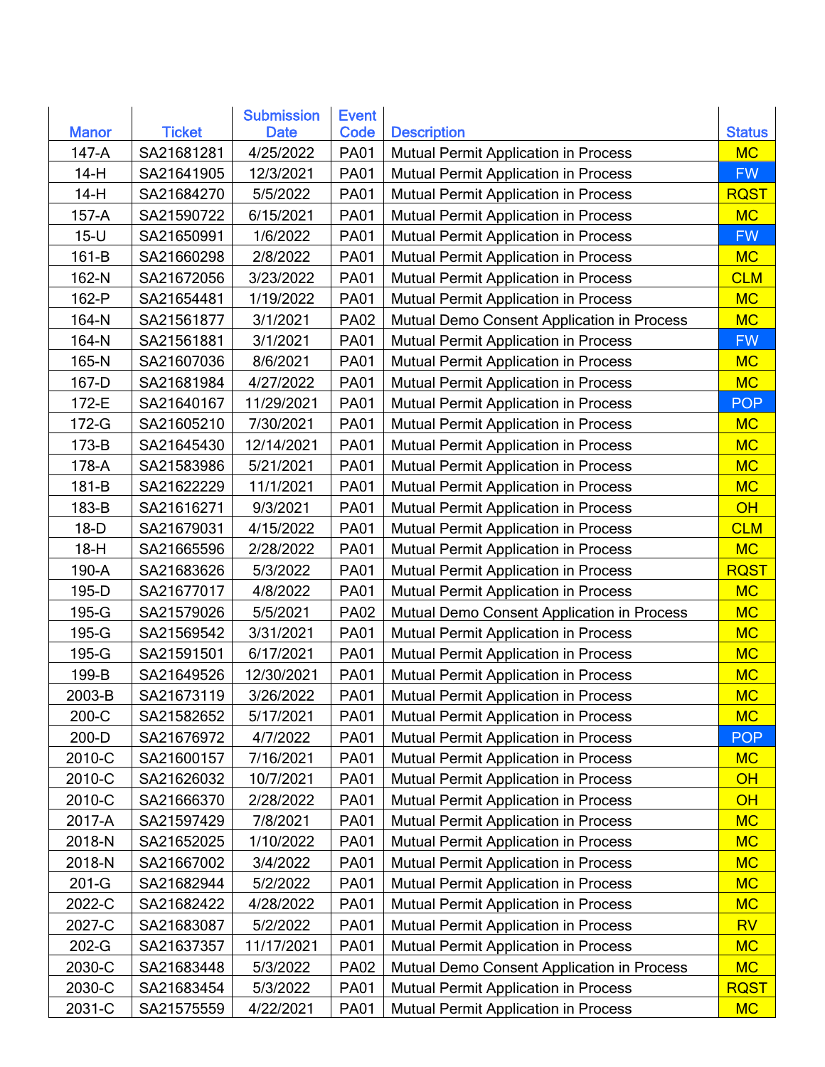| Manor | Ticket | Submission Date | Event Code | Description | Status |
|---|---|---|---|---|---|
| 147-A | SA21681281 | 4/25/2022 | PA01 | Mutual Permit Application in Process | MC |
| 14-H | SA21641905 | 12/3/2021 | PA01 | Mutual Permit Application in Process | FW |
| 14-H | SA21684270 | 5/5/2022 | PA01 | Mutual Permit Application in Process | RQST |
| 157-A | SA21590722 | 6/15/2021 | PA01 | Mutual Permit Application in Process | MC |
| 15-U | SA21650991 | 1/6/2022 | PA01 | Mutual Permit Application in Process | FW |
| 161-B | SA21660298 | 2/8/2022 | PA01 | Mutual Permit Application in Process | MC |
| 162-N | SA21672056 | 3/23/2022 | PA01 | Mutual Permit Application in Process | CLM |
| 162-P | SA21654481 | 1/19/2022 | PA01 | Mutual Permit Application in Process | MC |
| 164-N | SA21561877 | 3/1/2021 | PA02 | Mutual Demo Consent Application in Process | MC |
| 164-N | SA21561881 | 3/1/2021 | PA01 | Mutual Permit Application in Process | FW |
| 165-N | SA21607036 | 8/6/2021 | PA01 | Mutual Permit Application in Process | MC |
| 167-D | SA21681984 | 4/27/2022 | PA01 | Mutual Permit Application in Process | MC |
| 172-E | SA21640167 | 11/29/2021 | PA01 | Mutual Permit Application in Process | POP |
| 172-G | SA21605210 | 7/30/2021 | PA01 | Mutual Permit Application in Process | MC |
| 173-B | SA21645430 | 12/14/2021 | PA01 | Mutual Permit Application in Process | MC |
| 178-A | SA21583986 | 5/21/2021 | PA01 | Mutual Permit Application in Process | MC |
| 181-B | SA21622229 | 11/1/2021 | PA01 | Mutual Permit Application in Process | MC |
| 183-B | SA21616271 | 9/3/2021 | PA01 | Mutual Permit Application in Process | OH |
| 18-D | SA21679031 | 4/15/2022 | PA01 | Mutual Permit Application in Process | CLM |
| 18-H | SA21665596 | 2/28/2022 | PA01 | Mutual Permit Application in Process | MC |
| 190-A | SA21683626 | 5/3/2022 | PA01 | Mutual Permit Application in Process | RQST |
| 195-D | SA21677017 | 4/8/2022 | PA01 | Mutual Permit Application in Process | MC |
| 195-G | SA21579026 | 5/5/2021 | PA02 | Mutual Demo Consent Application in Process | MC |
| 195-G | SA21569542 | 3/31/2021 | PA01 | Mutual Permit Application in Process | MC |
| 195-G | SA21591501 | 6/17/2021 | PA01 | Mutual Permit Application in Process | MC |
| 199-B | SA21649526 | 12/30/2021 | PA01 | Mutual Permit Application in Process | MC |
| 2003-B | SA21673119 | 3/26/2022 | PA01 | Mutual Permit Application in Process | MC |
| 200-C | SA21582652 | 5/17/2021 | PA01 | Mutual Permit Application in Process | MC |
| 200-D | SA21676972 | 4/7/2022 | PA01 | Mutual Permit Application in Process | POP |
| 2010-C | SA21600157 | 7/16/2021 | PA01 | Mutual Permit Application in Process | MC |
| 2010-C | SA21626032 | 10/7/2021 | PA01 | Mutual Permit Application in Process | OH |
| 2010-C | SA21666370 | 2/28/2022 | PA01 | Mutual Permit Application in Process | OH |
| 2017-A | SA21597429 | 7/8/2021 | PA01 | Mutual Permit Application in Process | MC |
| 2018-N | SA21652025 | 1/10/2022 | PA01 | Mutual Permit Application in Process | MC |
| 2018-N | SA21667002 | 3/4/2022 | PA01 | Mutual Permit Application in Process | MC |
| 201-G | SA21682944 | 5/2/2022 | PA01 | Mutual Permit Application in Process | MC |
| 2022-C | SA21682422 | 4/28/2022 | PA01 | Mutual Permit Application in Process | MC |
| 2027-C | SA21683087 | 5/2/2022 | PA01 | Mutual Permit Application in Process | RV |
| 202-G | SA21637357 | 11/17/2021 | PA01 | Mutual Permit Application in Process | MC |
| 2030-C | SA21683448 | 5/3/2022 | PA02 | Mutual Demo Consent Application in Process | MC |
| 2030-C | SA21683454 | 5/3/2022 | PA01 | Mutual Permit Application in Process | RQST |
| 2031-C | SA21575559 | 4/22/2021 | PA01 | Mutual Permit Application in Process | MC |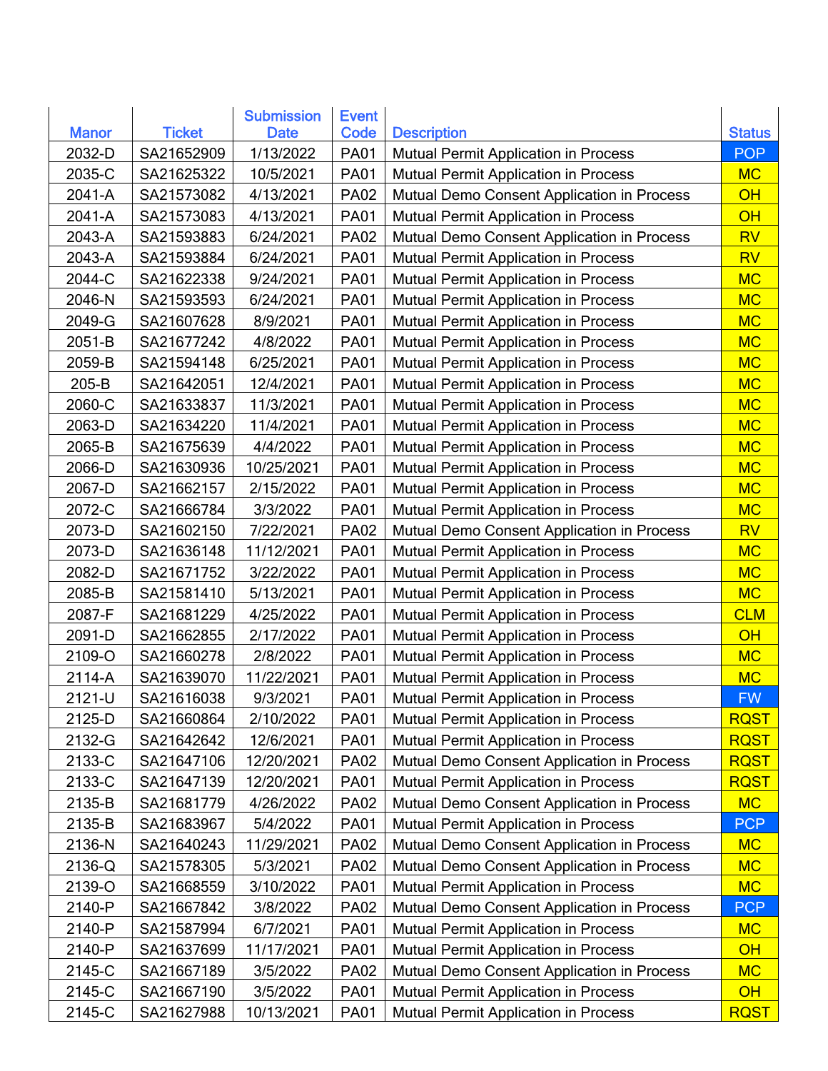| Manor | Ticket | Submission Date | Event Code | Description | Status |
|---|---|---|---|---|---|
| 2032-D | SA21652909 | 1/13/2022 | PA01 | Mutual Permit Application in Process | POP |
| 2035-C | SA21625322 | 10/5/2021 | PA01 | Mutual Permit Application in Process | MC |
| 2041-A | SA21573082 | 4/13/2021 | PA02 | Mutual Demo Consent Application in Process | OH |
| 2041-A | SA21573083 | 4/13/2021 | PA01 | Mutual Permit Application in Process | OH |
| 2043-A | SA21593883 | 6/24/2021 | PA02 | Mutual Demo Consent Application in Process | RV |
| 2043-A | SA21593884 | 6/24/2021 | PA01 | Mutual Permit Application in Process | RV |
| 2044-C | SA21622338 | 9/24/2021 | PA01 | Mutual Permit Application in Process | MC |
| 2046-N | SA21593593 | 6/24/2021 | PA01 | Mutual Permit Application in Process | MC |
| 2049-G | SA21607628 | 8/9/2021 | PA01 | Mutual Permit Application in Process | MC |
| 2051-B | SA21677242 | 4/8/2022 | PA01 | Mutual Permit Application in Process | MC |
| 2059-B | SA21594148 | 6/25/2021 | PA01 | Mutual Permit Application in Process | MC |
| 205-B | SA21642051 | 12/4/2021 | PA01 | Mutual Permit Application in Process | MC |
| 2060-C | SA21633837 | 11/3/2021 | PA01 | Mutual Permit Application in Process | MC |
| 2063-D | SA21634220 | 11/4/2021 | PA01 | Mutual Permit Application in Process | MC |
| 2065-B | SA21675639 | 4/4/2022 | PA01 | Mutual Permit Application in Process | MC |
| 2066-D | SA21630936 | 10/25/2021 | PA01 | Mutual Permit Application in Process | MC |
| 2067-D | SA21662157 | 2/15/2022 | PA01 | Mutual Permit Application in Process | MC |
| 2072-C | SA21666784 | 3/3/2022 | PA01 | Mutual Permit Application in Process | MC |
| 2073-D | SA21602150 | 7/22/2021 | PA02 | Mutual Demo Consent Application in Process | RV |
| 2073-D | SA21636148 | 11/12/2021 | PA01 | Mutual Permit Application in Process | MC |
| 2082-D | SA21671752 | 3/22/2022 | PA01 | Mutual Permit Application in Process | MC |
| 2085-B | SA21581410 | 5/13/2021 | PA01 | Mutual Permit Application in Process | MC |
| 2087-F | SA21681229 | 4/25/2022 | PA01 | Mutual Permit Application in Process | CLM |
| 2091-D | SA21662855 | 2/17/2022 | PA01 | Mutual Permit Application in Process | OH |
| 2109-O | SA21660278 | 2/8/2022 | PA01 | Mutual Permit Application in Process | MC |
| 2114-A | SA21639070 | 11/22/2021 | PA01 | Mutual Permit Application in Process | MC |
| 2121-U | SA21616038 | 9/3/2021 | PA01 | Mutual Permit Application in Process | FW |
| 2125-D | SA21660864 | 2/10/2022 | PA01 | Mutual Permit Application in Process | RQST |
| 2132-G | SA21642642 | 12/6/2021 | PA01 | Mutual Permit Application in Process | RQST |
| 2133-C | SA21647106 | 12/20/2021 | PA02 | Mutual Demo Consent Application in Process | RQST |
| 2133-C | SA21647139 | 12/20/2021 | PA01 | Mutual Permit Application in Process | RQST |
| 2135-B | SA21681779 | 4/26/2022 | PA02 | Mutual Demo Consent Application in Process | MC |
| 2135-B | SA21683967 | 5/4/2022 | PA01 | Mutual Permit Application in Process | PCP |
| 2136-N | SA21640243 | 11/29/2021 | PA02 | Mutual Demo Consent Application in Process | MC |
| 2136-Q | SA21578305 | 5/3/2021 | PA02 | Mutual Demo Consent Application in Process | MC |
| 2139-O | SA21668559 | 3/10/2022 | PA01 | Mutual Permit Application in Process | MC |
| 2140-P | SA21667842 | 3/8/2022 | PA02 | Mutual Demo Consent Application in Process | PCP |
| 2140-P | SA21587994 | 6/7/2021 | PA01 | Mutual Permit Application in Process | MC |
| 2140-P | SA21637699 | 11/17/2021 | PA01 | Mutual Permit Application in Process | OH |
| 2145-C | SA21667189 | 3/5/2022 | PA02 | Mutual Demo Consent Application in Process | MC |
| 2145-C | SA21667190 | 3/5/2022 | PA01 | Mutual Permit Application in Process | OH |
| 2145-C | SA21627988 | 10/13/2021 | PA01 | Mutual Permit Application in Process | RQST |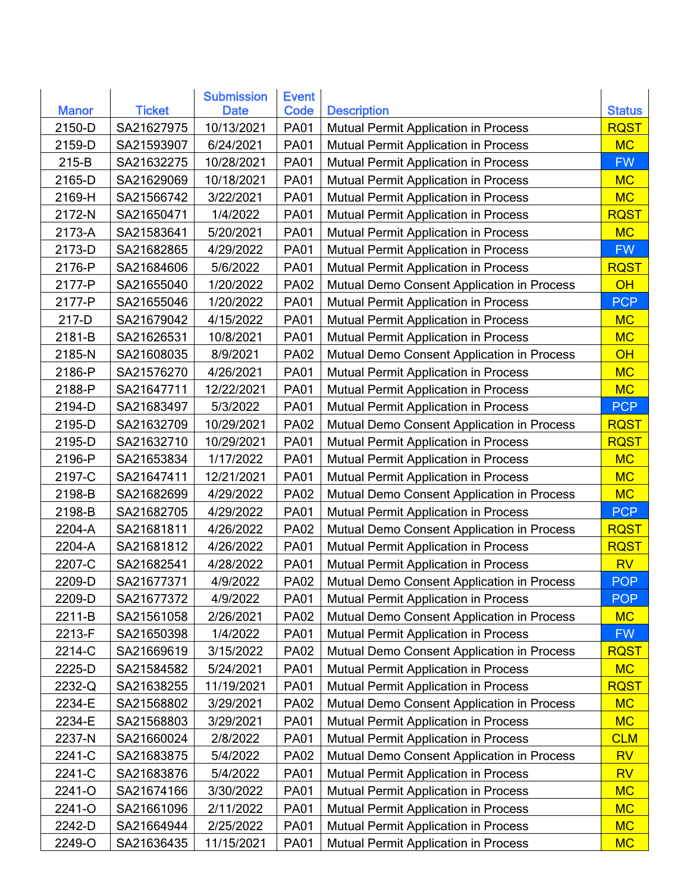| Manor | Ticket | Submission Date | Event Code | Description | Status |
|---|---|---|---|---|---|
| 2150-D | SA21627975 | 10/13/2021 | PA01 | Mutual Permit Application in Process | RQST |
| 2159-D | SA21593907 | 6/24/2021 | PA01 | Mutual Permit Application in Process | MC |
| 215-B | SA21632275 | 10/28/2021 | PA01 | Mutual Permit Application in Process | FW |
| 2165-D | SA21629069 | 10/18/2021 | PA01 | Mutual Permit Application in Process | MC |
| 2169-H | SA21566742 | 3/22/2021 | PA01 | Mutual Permit Application in Process | MC |
| 2172-N | SA21650471 | 1/4/2022 | PA01 | Mutual Permit Application in Process | RQST |
| 2173-A | SA21583641 | 5/20/2021 | PA01 | Mutual Permit Application in Process | MC |
| 2173-D | SA21682865 | 4/29/2022 | PA01 | Mutual Permit Application in Process | FW |
| 2176-P | SA21684606 | 5/6/2022 | PA01 | Mutual Permit Application in Process | RQST |
| 2177-P | SA21655040 | 1/20/2022 | PA02 | Mutual Demo Consent Application in Process | OH |
| 2177-P | SA21655046 | 1/20/2022 | PA01 | Mutual Permit Application in Process | PCP |
| 217-D | SA21679042 | 4/15/2022 | PA01 | Mutual Permit Application in Process | MC |
| 2181-B | SA21626531 | 10/8/2021 | PA01 | Mutual Permit Application in Process | MC |
| 2185-N | SA21608035 | 8/9/2021 | PA02 | Mutual Demo Consent Application in Process | OH |
| 2186-P | SA21576270 | 4/26/2021 | PA01 | Mutual Permit Application in Process | MC |
| 2188-P | SA21647711 | 12/22/2021 | PA01 | Mutual Permit Application in Process | MC |
| 2194-D | SA21683497 | 5/3/2022 | PA01 | Mutual Permit Application in Process | PCP |
| 2195-D | SA21632709 | 10/29/2021 | PA02 | Mutual Demo Consent Application in Process | RQST |
| 2195-D | SA21632710 | 10/29/2021 | PA01 | Mutual Permit Application in Process | RQST |
| 2196-P | SA21653834 | 1/17/2022 | PA01 | Mutual Permit Application in Process | MC |
| 2197-C | SA21647411 | 12/21/2021 | PA01 | Mutual Permit Application in Process | MC |
| 2198-B | SA21682699 | 4/29/2022 | PA02 | Mutual Demo Consent Application in Process | MC |
| 2198-B | SA21682705 | 4/29/2022 | PA01 | Mutual Permit Application in Process | PCP |
| 2204-A | SA21681811 | 4/26/2022 | PA02 | Mutual Demo Consent Application in Process | RQST |
| 2204-A | SA21681812 | 4/26/2022 | PA01 | Mutual Permit Application in Process | RQST |
| 2207-C | SA21682541 | 4/28/2022 | PA01 | Mutual Permit Application in Process | RV |
| 2209-D | SA21677371 | 4/9/2022 | PA02 | Mutual Demo Consent Application in Process | POP |
| 2209-D | SA21677372 | 4/9/2022 | PA01 | Mutual Permit Application in Process | POP |
| 2211-B | SA21561058 | 2/26/2021 | PA02 | Mutual Demo Consent Application in Process | MC |
| 2213-F | SA21650398 | 1/4/2022 | PA01 | Mutual Permit Application in Process | FW |
| 2214-C | SA21669619 | 3/15/2022 | PA02 | Mutual Demo Consent Application in Process | RQST |
| 2225-D | SA21584582 | 5/24/2021 | PA01 | Mutual Permit Application in Process | MC |
| 2232-Q | SA21638255 | 11/19/2021 | PA01 | Mutual Permit Application in Process | RQST |
| 2234-E | SA21568802 | 3/29/2021 | PA02 | Mutual Demo Consent Application in Process | MC |
| 2234-E | SA21568803 | 3/29/2021 | PA01 | Mutual Permit Application in Process | MC |
| 2237-N | SA21660024 | 2/8/2022 | PA01 | Mutual Permit Application in Process | CLM |
| 2241-C | SA21683875 | 5/4/2022 | PA02 | Mutual Demo Consent Application in Process | RV |
| 2241-C | SA21683876 | 5/4/2022 | PA01 | Mutual Permit Application in Process | RV |
| 2241-O | SA21674166 | 3/30/2022 | PA01 | Mutual Permit Application in Process | MC |
| 2241-O | SA21661096 | 2/11/2022 | PA01 | Mutual Permit Application in Process | MC |
| 2242-D | SA21664944 | 2/25/2022 | PA01 | Mutual Permit Application in Process | MC |
| 2249-O | SA21636435 | 11/15/2021 | PA01 | Mutual Permit Application in Process | MC |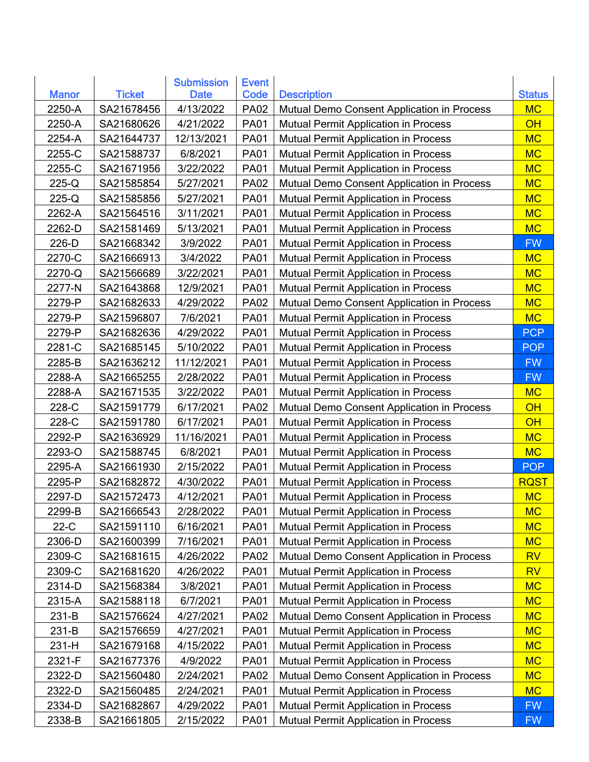| Manor | Ticket | Submission Date | Event Code | Description | Status |
|---|---|---|---|---|---|
| 2250-A | SA21678456 | 4/13/2022 | PA02 | Mutual Demo Consent Application in Process | MC |
| 2250-A | SA21680626 | 4/21/2022 | PA01 | Mutual Permit Application in Process | OH |
| 2254-A | SA21644737 | 12/13/2021 | PA01 | Mutual Permit Application in Process | MC |
| 2255-C | SA21588737 | 6/8/2021 | PA01 | Mutual Permit Application in Process | MC |
| 2255-C | SA21671956 | 3/22/2022 | PA01 | Mutual Permit Application in Process | MC |
| 225-Q | SA21585854 | 5/27/2021 | PA02 | Mutual Demo Consent Application in Process | MC |
| 225-Q | SA21585856 | 5/27/2021 | PA01 | Mutual Permit Application in Process | MC |
| 2262-A | SA21564516 | 3/11/2021 | PA01 | Mutual Permit Application in Process | MC |
| 2262-D | SA21581469 | 5/13/2021 | PA01 | Mutual Permit Application in Process | MC |
| 226-D | SA21668342 | 3/9/2022 | PA01 | Mutual Permit Application in Process | FW |
| 2270-C | SA21666913 | 3/4/2022 | PA01 | Mutual Permit Application in Process | MC |
| 2270-Q | SA21566689 | 3/22/2021 | PA01 | Mutual Permit Application in Process | MC |
| 2277-N | SA21643868 | 12/9/2021 | PA01 | Mutual Permit Application in Process | MC |
| 2279-P | SA21682633 | 4/29/2022 | PA02 | Mutual Demo Consent Application in Process | MC |
| 2279-P | SA21596807 | 7/6/2021 | PA01 | Mutual Permit Application in Process | MC |
| 2279-P | SA21682636 | 4/29/2022 | PA01 | Mutual Permit Application in Process | PCP |
| 2281-C | SA21685145 | 5/10/2022 | PA01 | Mutual Permit Application in Process | POP |
| 2285-B | SA21636212 | 11/12/2021 | PA01 | Mutual Permit Application in Process | FW |
| 2288-A | SA21665255 | 2/28/2022 | PA01 | Mutual Permit Application in Process | FW |
| 2288-A | SA21671535 | 3/22/2022 | PA01 | Mutual Permit Application in Process | MC |
| 228-C | SA21591779 | 6/17/2021 | PA02 | Mutual Demo Consent Application in Process | OH |
| 228-C | SA21591780 | 6/17/2021 | PA01 | Mutual Permit Application in Process | OH |
| 2292-P | SA21636929 | 11/16/2021 | PA01 | Mutual Permit Application in Process | MC |
| 2293-O | SA21588745 | 6/8/2021 | PA01 | Mutual Permit Application in Process | MC |
| 2295-A | SA21661930 | 2/15/2022 | PA01 | Mutual Permit Application in Process | POP |
| 2295-P | SA21682872 | 4/30/2022 | PA01 | Mutual Permit Application in Process | RQST |
| 2297-D | SA21572473 | 4/12/2021 | PA01 | Mutual Permit Application in Process | MC |
| 2299-B | SA21666543 | 2/28/2022 | PA01 | Mutual Permit Application in Process | MC |
| 22-C | SA21591110 | 6/16/2021 | PA01 | Mutual Permit Application in Process | MC |
| 2306-D | SA21600399 | 7/16/2021 | PA01 | Mutual Permit Application in Process | MC |
| 2309-C | SA21681615 | 4/26/2022 | PA02 | Mutual Demo Consent Application in Process | RV |
| 2309-C | SA21681620 | 4/26/2022 | PA01 | Mutual Permit Application in Process | RV |
| 2314-D | SA21568384 | 3/8/2021 | PA01 | Mutual Permit Application in Process | MC |
| 2315-A | SA21588118 | 6/7/2021 | PA01 | Mutual Permit Application in Process | MC |
| 231-B | SA21576624 | 4/27/2021 | PA02 | Mutual Demo Consent Application in Process | MC |
| 231-B | SA21576659 | 4/27/2021 | PA01 | Mutual Permit Application in Process | MC |
| 231-H | SA21679168 | 4/15/2022 | PA01 | Mutual Permit Application in Process | MC |
| 2321-F | SA21677376 | 4/9/2022 | PA01 | Mutual Permit Application in Process | MC |
| 2322-D | SA21560480 | 2/24/2021 | PA02 | Mutual Demo Consent Application in Process | MC |
| 2322-D | SA21560485 | 2/24/2021 | PA01 | Mutual Permit Application in Process | MC |
| 2334-D | SA21682867 | 4/29/2022 | PA01 | Mutual Permit Application in Process | FW |
| 2338-B | SA21661805 | 2/15/2022 | PA01 | Mutual Permit Application in Process | FW |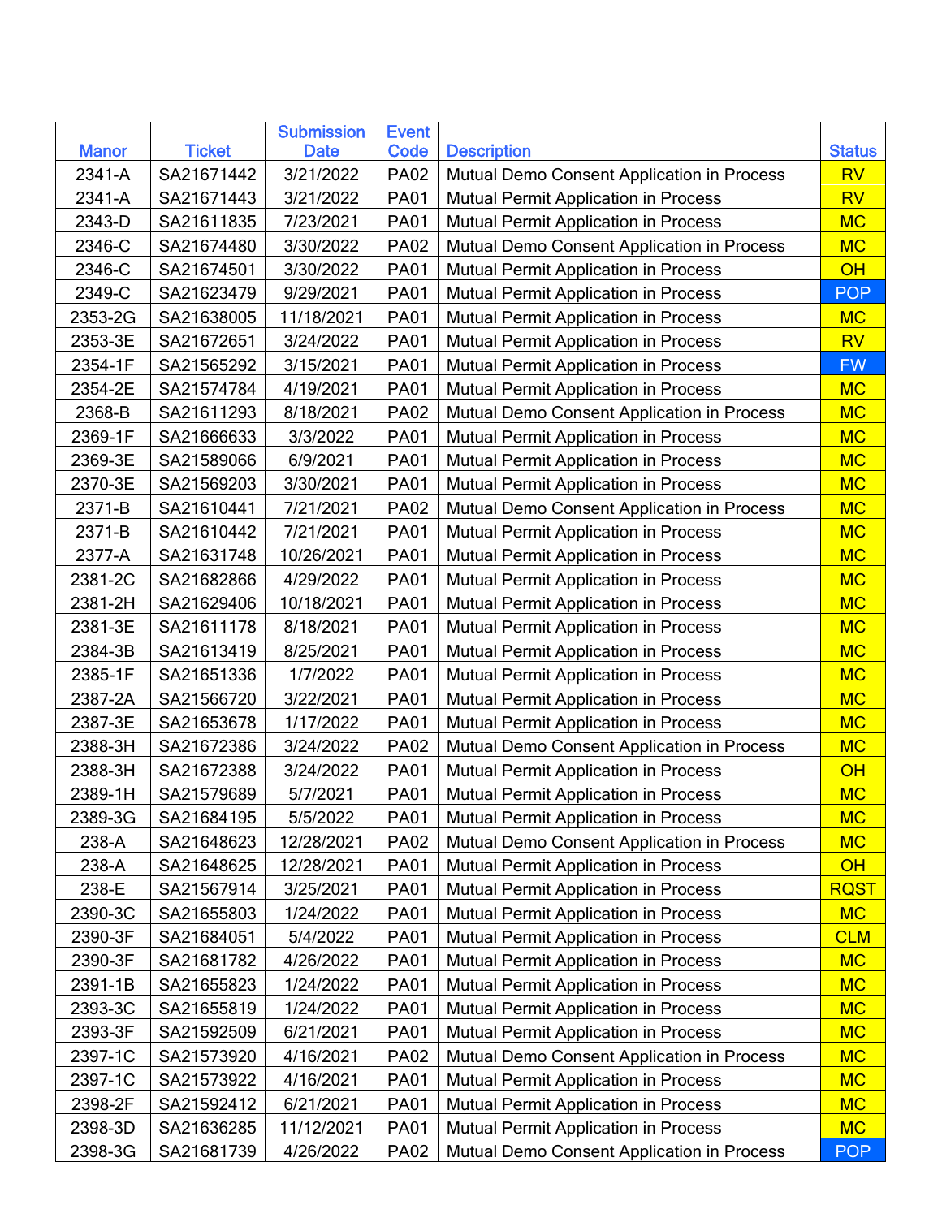| Manor | Ticket | Submission Date | Event Code | Description | Status |
|---|---|---|---|---|---|
| 2341-A | SA21671442 | 3/21/2022 | PA02 | Mutual Demo Consent Application in Process | RV |
| 2341-A | SA21671443 | 3/21/2022 | PA01 | Mutual Permit Application in Process | RV |
| 2343-D | SA21611835 | 7/23/2021 | PA01 | Mutual Permit Application in Process | MC |
| 2346-C | SA21674480 | 3/30/2022 | PA02 | Mutual Demo Consent Application in Process | MC |
| 2346-C | SA21674501 | 3/30/2022 | PA01 | Mutual Permit Application in Process | OH |
| 2349-C | SA21623479 | 9/29/2021 | PA01 | Mutual Permit Application in Process | POP |
| 2353-2G | SA21638005 | 11/18/2021 | PA01 | Mutual Permit Application in Process | MC |
| 2353-3E | SA21672651 | 3/24/2022 | PA01 | Mutual Permit Application in Process | RV |
| 2354-1F | SA21565292 | 3/15/2021 | PA01 | Mutual Permit Application in Process | FW |
| 2354-2E | SA21574784 | 4/19/2021 | PA01 | Mutual Permit Application in Process | MC |
| 2368-B | SA21611293 | 8/18/2021 | PA02 | Mutual Demo Consent Application in Process | MC |
| 2369-1F | SA21666633 | 3/3/2022 | PA01 | Mutual Permit Application in Process | MC |
| 2369-3E | SA21589066 | 6/9/2021 | PA01 | Mutual Permit Application in Process | MC |
| 2370-3E | SA21569203 | 3/30/2021 | PA01 | Mutual Permit Application in Process | MC |
| 2371-B | SA21610441 | 7/21/2021 | PA02 | Mutual Demo Consent Application in Process | MC |
| 2371-B | SA21610442 | 7/21/2021 | PA01 | Mutual Permit Application in Process | MC |
| 2377-A | SA21631748 | 10/26/2021 | PA01 | Mutual Permit Application in Process | MC |
| 2381-2C | SA21682866 | 4/29/2022 | PA01 | Mutual Permit Application in Process | MC |
| 2381-2H | SA21629406 | 10/18/2021 | PA01 | Mutual Permit Application in Process | MC |
| 2381-3E | SA21611178 | 8/18/2021 | PA01 | Mutual Permit Application in Process | MC |
| 2384-3B | SA21613419 | 8/25/2021 | PA01 | Mutual Permit Application in Process | MC |
| 2385-1F | SA21651336 | 1/7/2022 | PA01 | Mutual Permit Application in Process | MC |
| 2387-2A | SA21566720 | 3/22/2021 | PA01 | Mutual Permit Application in Process | MC |
| 2387-3E | SA21653678 | 1/17/2022 | PA01 | Mutual Permit Application in Process | MC |
| 2388-3H | SA21672386 | 3/24/2022 | PA02 | Mutual Demo Consent Application in Process | MC |
| 2388-3H | SA21672388 | 3/24/2022 | PA01 | Mutual Permit Application in Process | OH |
| 2389-1H | SA21579689 | 5/7/2021 | PA01 | Mutual Permit Application in Process | MC |
| 2389-3G | SA21684195 | 5/5/2022 | PA01 | Mutual Permit Application in Process | MC |
| 238-A | SA21648623 | 12/28/2021 | PA02 | Mutual Demo Consent Application in Process | MC |
| 238-A | SA21648625 | 12/28/2021 | PA01 | Mutual Permit Application in Process | OH |
| 238-E | SA21567914 | 3/25/2021 | PA01 | Mutual Permit Application in Process | RQST |
| 2390-3C | SA21655803 | 1/24/2022 | PA01 | Mutual Permit Application in Process | MC |
| 2390-3F | SA21684051 | 5/4/2022 | PA01 | Mutual Permit Application in Process | CLM |
| 2390-3F | SA21681782 | 4/26/2022 | PA01 | Mutual Permit Application in Process | MC |
| 2391-1B | SA21655823 | 1/24/2022 | PA01 | Mutual Permit Application in Process | MC |
| 2393-3C | SA21655819 | 1/24/2022 | PA01 | Mutual Permit Application in Process | MC |
| 2393-3F | SA21592509 | 6/21/2021 | PA01 | Mutual Permit Application in Process | MC |
| 2397-1C | SA21573920 | 4/16/2021 | PA02 | Mutual Demo Consent Application in Process | MC |
| 2397-1C | SA21573922 | 4/16/2021 | PA01 | Mutual Permit Application in Process | MC |
| 2398-2F | SA21592412 | 6/21/2021 | PA01 | Mutual Permit Application in Process | MC |
| 2398-3D | SA21636285 | 11/12/2021 | PA01 | Mutual Permit Application in Process | MC |
| 2398-3G | SA21681739 | 4/26/2022 | PA02 | Mutual Demo Consent Application in Process | POP |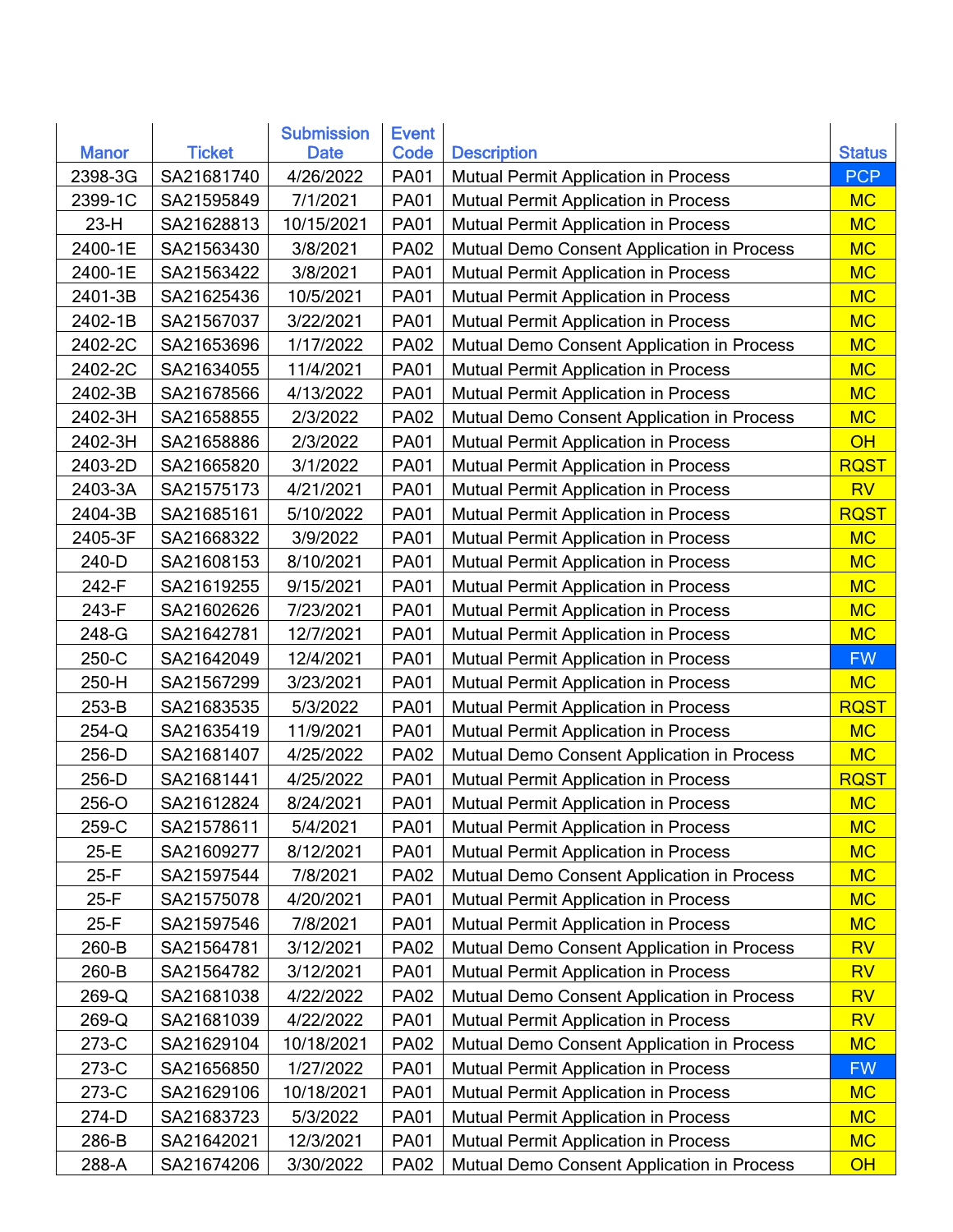| Manor | Ticket | Submission Date | Event Code | Description | Status |
|---|---|---|---|---|---|
| 2398-3G | SA21681740 | 4/26/2022 | PA01 | Mutual Permit Application in Process | PCP |
| 2399-1C | SA21595849 | 7/1/2021 | PA01 | Mutual Permit Application in Process | MC |
| 23-H | SA21628813 | 10/15/2021 | PA01 | Mutual Permit Application in Process | MC |
| 2400-1E | SA21563430 | 3/8/2021 | PA02 | Mutual Demo Consent Application in Process | MC |
| 2400-1E | SA21563422 | 3/8/2021 | PA01 | Mutual Permit Application in Process | MC |
| 2401-3B | SA21625436 | 10/5/2021 | PA01 | Mutual Permit Application in Process | MC |
| 2402-1B | SA21567037 | 3/22/2021 | PA01 | Mutual Permit Application in Process | MC |
| 2402-2C | SA21653696 | 1/17/2022 | PA02 | Mutual Demo Consent Application in Process | MC |
| 2402-2C | SA21634055 | 11/4/2021 | PA01 | Mutual Permit Application in Process | MC |
| 2402-3B | SA21678566 | 4/13/2022 | PA01 | Mutual Permit Application in Process | MC |
| 2402-3H | SA21658855 | 2/3/2022 | PA02 | Mutual Demo Consent Application in Process | MC |
| 2402-3H | SA21658886 | 2/3/2022 | PA01 | Mutual Permit Application in Process | OH |
| 2403-2D | SA21665820 | 3/1/2022 | PA01 | Mutual Permit Application in Process | RQST |
| 2403-3A | SA21575173 | 4/21/2021 | PA01 | Mutual Permit Application in Process | RV |
| 2404-3B | SA21685161 | 5/10/2022 | PA01 | Mutual Permit Application in Process | RQST |
| 2405-3F | SA21668322 | 3/9/2022 | PA01 | Mutual Permit Application in Process | MC |
| 240-D | SA21608153 | 8/10/2021 | PA01 | Mutual Permit Application in Process | MC |
| 242-F | SA21619255 | 9/15/2021 | PA01 | Mutual Permit Application in Process | MC |
| 243-F | SA21602626 | 7/23/2021 | PA01 | Mutual Permit Application in Process | MC |
| 248-G | SA21642781 | 12/7/2021 | PA01 | Mutual Permit Application in Process | MC |
| 250-C | SA21642049 | 12/4/2021 | PA01 | Mutual Permit Application in Process | FW |
| 250-H | SA21567299 | 3/23/2021 | PA01 | Mutual Permit Application in Process | MC |
| 253-B | SA21683535 | 5/3/2022 | PA01 | Mutual Permit Application in Process | RQST |
| 254-Q | SA21635419 | 11/9/2021 | PA01 | Mutual Permit Application in Process | MC |
| 256-D | SA21681407 | 4/25/2022 | PA02 | Mutual Demo Consent Application in Process | MC |
| 256-D | SA21681441 | 4/25/2022 | PA01 | Mutual Permit Application in Process | RQST |
| 256-O | SA21612824 | 8/24/2021 | PA01 | Mutual Permit Application in Process | MC |
| 259-C | SA21578611 | 5/4/2021 | PA01 | Mutual Permit Application in Process | MC |
| 25-E | SA21609277 | 8/12/2021 | PA01 | Mutual Permit Application in Process | MC |
| 25-F | SA21597544 | 7/8/2021 | PA02 | Mutual Demo Consent Application in Process | MC |
| 25-F | SA21575078 | 4/20/2021 | PA01 | Mutual Permit Application in Process | MC |
| 25-F | SA21597546 | 7/8/2021 | PA01 | Mutual Permit Application in Process | MC |
| 260-B | SA21564781 | 3/12/2021 | PA02 | Mutual Demo Consent Application in Process | RV |
| 260-B | SA21564782 | 3/12/2021 | PA01 | Mutual Permit Application in Process | RV |
| 269-Q | SA21681038 | 4/22/2022 | PA02 | Mutual Demo Consent Application in Process | RV |
| 269-Q | SA21681039 | 4/22/2022 | PA01 | Mutual Permit Application in Process | RV |
| 273-C | SA21629104 | 10/18/2021 | PA02 | Mutual Demo Consent Application in Process | MC |
| 273-C | SA21656850 | 1/27/2022 | PA01 | Mutual Permit Application in Process | FW |
| 273-C | SA21629106 | 10/18/2021 | PA01 | Mutual Permit Application in Process | MC |
| 274-D | SA21683723 | 5/3/2022 | PA01 | Mutual Permit Application in Process | MC |
| 286-B | SA21642021 | 12/3/2021 | PA01 | Mutual Permit Application in Process | MC |
| 288-A | SA21674206 | 3/30/2022 | PA02 | Mutual Demo Consent Application in Process | OH |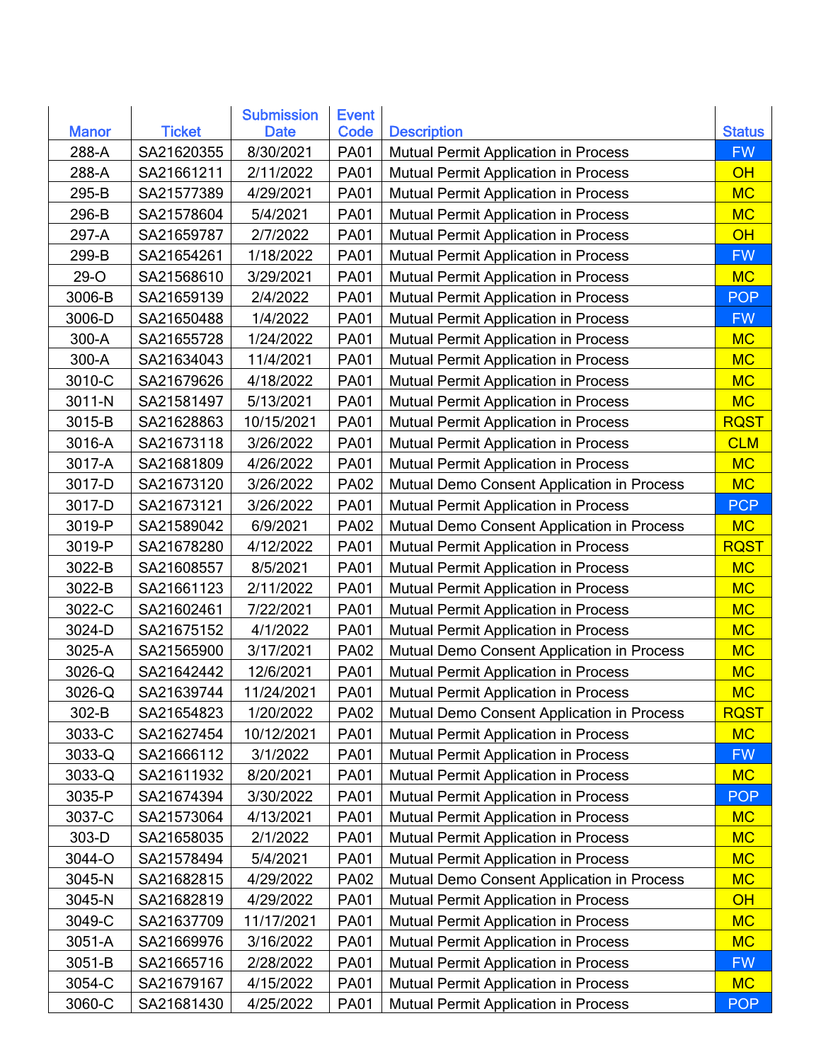| Manor | Ticket | Submission Date | Event Code | Description | Status |
|---|---|---|---|---|---|
| 288-A | SA21620355 | 8/30/2021 | PA01 | Mutual Permit Application in Process | FW |
| 288-A | SA21661211 | 2/11/2022 | PA01 | Mutual Permit Application in Process | OH |
| 295-B | SA21577389 | 4/29/2021 | PA01 | Mutual Permit Application in Process | MC |
| 296-B | SA21578604 | 5/4/2021 | PA01 | Mutual Permit Application in Process | MC |
| 297-A | SA21659787 | 2/7/2022 | PA01 | Mutual Permit Application in Process | OH |
| 299-B | SA21654261 | 1/18/2022 | PA01 | Mutual Permit Application in Process | FW |
| 29-O | SA21568610 | 3/29/2021 | PA01 | Mutual Permit Application in Process | MC |
| 3006-B | SA21659139 | 2/4/2022 | PA01 | Mutual Permit Application in Process | POP |
| 3006-D | SA21650488 | 1/4/2022 | PA01 | Mutual Permit Application in Process | FW |
| 300-A | SA21655728 | 1/24/2022 | PA01 | Mutual Permit Application in Process | MC |
| 300-A | SA21634043 | 11/4/2021 | PA01 | Mutual Permit Application in Process | MC |
| 3010-C | SA21679626 | 4/18/2022 | PA01 | Mutual Permit Application in Process | MC |
| 3011-N | SA21581497 | 5/13/2021 | PA01 | Mutual Permit Application in Process | MC |
| 3015-B | SA21628863 | 10/15/2021 | PA01 | Mutual Permit Application in Process | RQST |
| 3016-A | SA21673118 | 3/26/2022 | PA01 | Mutual Permit Application in Process | CLM |
| 3017-A | SA21681809 | 4/26/2022 | PA01 | Mutual Permit Application in Process | MC |
| 3017-D | SA21673120 | 3/26/2022 | PA02 | Mutual Demo Consent Application in Process | MC |
| 3017-D | SA21673121 | 3/26/2022 | PA01 | Mutual Permit Application in Process | PCP |
| 3019-P | SA21589042 | 6/9/2021 | PA02 | Mutual Demo Consent Application in Process | MC |
| 3019-P | SA21678280 | 4/12/2022 | PA01 | Mutual Permit Application in Process | RQST |
| 3022-B | SA21608557 | 8/5/2021 | PA01 | Mutual Permit Application in Process | MC |
| 3022-B | SA21661123 | 2/11/2022 | PA01 | Mutual Permit Application in Process | MC |
| 3022-C | SA21602461 | 7/22/2021 | PA01 | Mutual Permit Application in Process | MC |
| 3024-D | SA21675152 | 4/1/2022 | PA01 | Mutual Permit Application in Process | MC |
| 3025-A | SA21565900 | 3/17/2021 | PA02 | Mutual Demo Consent Application in Process | MC |
| 3026-Q | SA21642442 | 12/6/2021 | PA01 | Mutual Permit Application in Process | MC |
| 3026-Q | SA21639744 | 11/24/2021 | PA01 | Mutual Permit Application in Process | MC |
| 302-B | SA21654823 | 1/20/2022 | PA02 | Mutual Demo Consent Application in Process | RQST |
| 3033-C | SA21627454 | 10/12/2021 | PA01 | Mutual Permit Application in Process | MC |
| 3033-Q | SA21666112 | 3/1/2022 | PA01 | Mutual Permit Application in Process | FW |
| 3033-Q | SA21611932 | 8/20/2021 | PA01 | Mutual Permit Application in Process | MC |
| 3035-P | SA21674394 | 3/30/2022 | PA01 | Mutual Permit Application in Process | POP |
| 3037-C | SA21573064 | 4/13/2021 | PA01 | Mutual Permit Application in Process | MC |
| 303-D | SA21658035 | 2/1/2022 | PA01 | Mutual Permit Application in Process | MC |
| 3044-O | SA21578494 | 5/4/2021 | PA01 | Mutual Permit Application in Process | MC |
| 3045-N | SA21682815 | 4/29/2022 | PA02 | Mutual Demo Consent Application in Process | MC |
| 3045-N | SA21682819 | 4/29/2022 | PA01 | Mutual Permit Application in Process | OH |
| 3049-C | SA21637709 | 11/17/2021 | PA01 | Mutual Permit Application in Process | MC |
| 3051-A | SA21669976 | 3/16/2022 | PA01 | Mutual Permit Application in Process | MC |
| 3051-B | SA21665716 | 2/28/2022 | PA01 | Mutual Permit Application in Process | FW |
| 3054-C | SA21679167 | 4/15/2022 | PA01 | Mutual Permit Application in Process | MC |
| 3060-C | SA21681430 | 4/25/2022 | PA01 | Mutual Permit Application in Process | POP |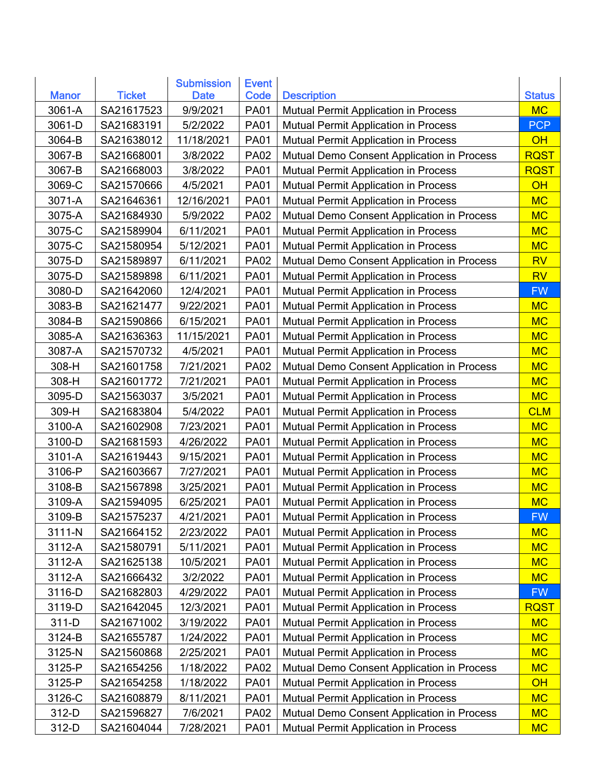| Manor | Ticket | Submission Date | Event Code | Description | Status |
|---|---|---|---|---|---|
| 3061-A | SA21617523 | 9/9/2021 | PA01 | Mutual Permit Application in Process | MC |
| 3061-D | SA21683191 | 5/2/2022 | PA01 | Mutual Permit Application in Process | PCP |
| 3064-B | SA21638012 | 11/18/2021 | PA01 | Mutual Permit Application in Process | OH |
| 3067-B | SA21668001 | 3/8/2022 | PA02 | Mutual Demo Consent Application in Process | RQST |
| 3067-B | SA21668003 | 3/8/2022 | PA01 | Mutual Permit Application in Process | RQST |
| 3069-C | SA21570666 | 4/5/2021 | PA01 | Mutual Permit Application in Process | OH |
| 3071-A | SA21646361 | 12/16/2021 | PA01 | Mutual Permit Application in Process | MC |
| 3075-A | SA21684930 | 5/9/2022 | PA02 | Mutual Demo Consent Application in Process | MC |
| 3075-C | SA21589904 | 6/11/2021 | PA01 | Mutual Permit Application in Process | MC |
| 3075-C | SA21580954 | 5/12/2021 | PA01 | Mutual Permit Application in Process | MC |
| 3075-D | SA21589897 | 6/11/2021 | PA02 | Mutual Demo Consent Application in Process | RV |
| 3075-D | SA21589898 | 6/11/2021 | PA01 | Mutual Permit Application in Process | RV |
| 3080-D | SA21642060 | 12/4/2021 | PA01 | Mutual Permit Application in Process | FW |
| 3083-B | SA21621477 | 9/22/2021 | PA01 | Mutual Permit Application in Process | MC |
| 3084-B | SA21590866 | 6/15/2021 | PA01 | Mutual Permit Application in Process | MC |
| 3085-A | SA21636363 | 11/15/2021 | PA01 | Mutual Permit Application in Process | MC |
| 3087-A | SA21570732 | 4/5/2021 | PA01 | Mutual Permit Application in Process | MC |
| 308-H | SA21601758 | 7/21/2021 | PA02 | Mutual Demo Consent Application in Process | MC |
| 308-H | SA21601772 | 7/21/2021 | PA01 | Mutual Permit Application in Process | MC |
| 3095-D | SA21563037 | 3/5/2021 | PA01 | Mutual Permit Application in Process | MC |
| 309-H | SA21683804 | 5/4/2022 | PA01 | Mutual Permit Application in Process | CLM |
| 3100-A | SA21602908 | 7/23/2021 | PA01 | Mutual Permit Application in Process | MC |
| 3100-D | SA21681593 | 4/26/2022 | PA01 | Mutual Permit Application in Process | MC |
| 3101-A | SA21619443 | 9/15/2021 | PA01 | Mutual Permit Application in Process | MC |
| 3106-P | SA21603667 | 7/27/2021 | PA01 | Mutual Permit Application in Process | MC |
| 3108-B | SA21567898 | 3/25/2021 | PA01 | Mutual Permit Application in Process | MC |
| 3109-A | SA21594095 | 6/25/2021 | PA01 | Mutual Permit Application in Process | MC |
| 3109-B | SA21575237 | 4/21/2021 | PA01 | Mutual Permit Application in Process | FW |
| 3111-N | SA21664152 | 2/23/2022 | PA01 | Mutual Permit Application in Process | MC |
| 3112-A | SA21580791 | 5/11/2021 | PA01 | Mutual Permit Application in Process | MC |
| 3112-A | SA21625138 | 10/5/2021 | PA01 | Mutual Permit Application in Process | MC |
| 3112-A | SA21666432 | 3/2/2022 | PA01 | Mutual Permit Application in Process | MC |
| 3116-D | SA21682803 | 4/29/2022 | PA01 | Mutual Permit Application in Process | FW |
| 3119-D | SA21642045 | 12/3/2021 | PA01 | Mutual Permit Application in Process | RQST |
| 311-D | SA21671002 | 3/19/2022 | PA01 | Mutual Permit Application in Process | MC |
| 3124-B | SA21655787 | 1/24/2022 | PA01 | Mutual Permit Application in Process | MC |
| 3125-N | SA21560868 | 2/25/2021 | PA01 | Mutual Permit Application in Process | MC |
| 3125-P | SA21654256 | 1/18/2022 | PA02 | Mutual Demo Consent Application in Process | MC |
| 3125-P | SA21654258 | 1/18/2022 | PA01 | Mutual Permit Application in Process | OH |
| 3126-C | SA21608879 | 8/11/2021 | PA01 | Mutual Permit Application in Process | MC |
| 312-D | SA21596827 | 7/6/2021 | PA02 | Mutual Demo Consent Application in Process | MC |
| 312-D | SA21604044 | 7/28/2021 | PA01 | Mutual Permit Application in Process | MC |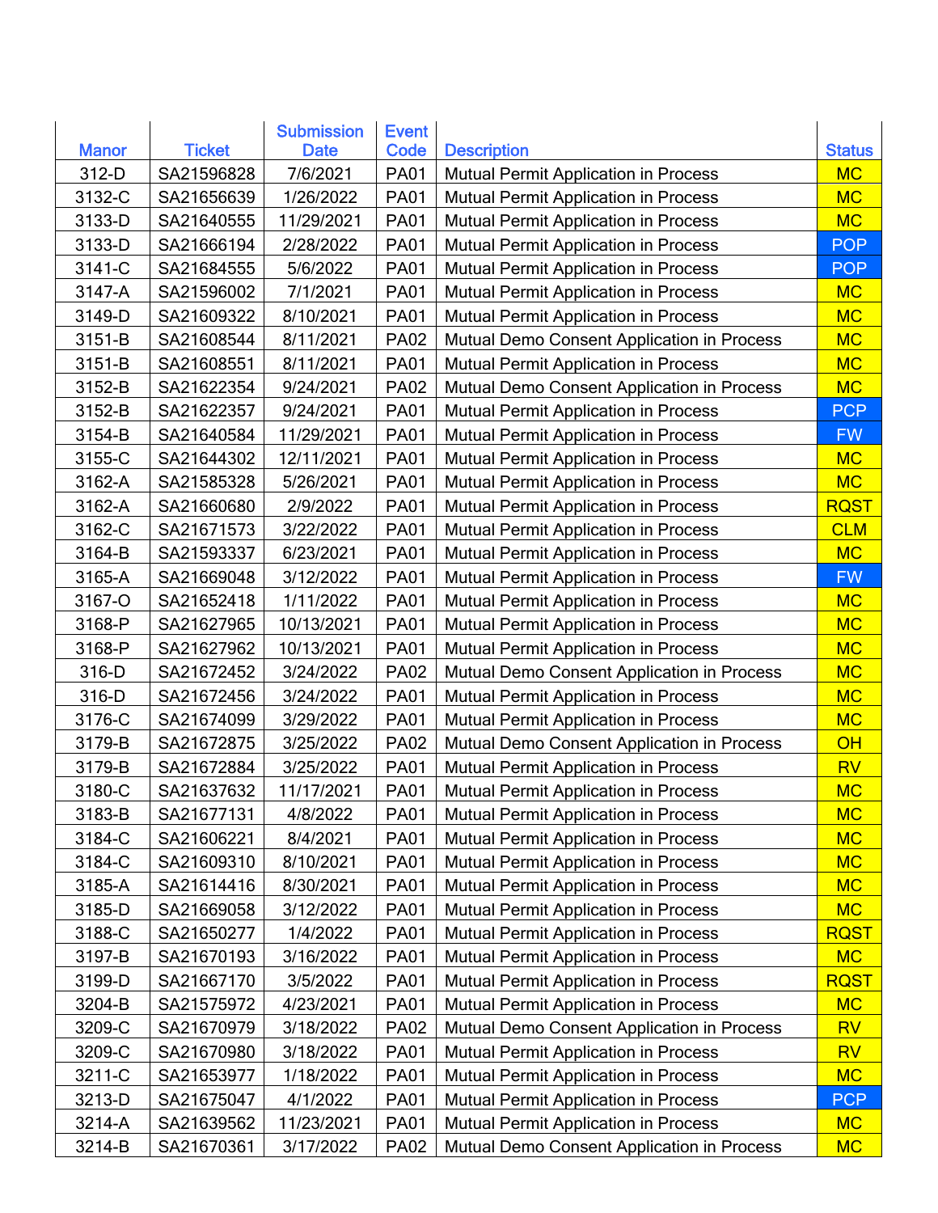| Manor | Ticket | Submission Date | Event Code | Description | Status |
|---|---|---|---|---|---|
| 312-D | SA21596828 | 7/6/2021 | PA01 | Mutual Permit Application in Process | MC |
| 3132-C | SA21656639 | 1/26/2022 | PA01 | Mutual Permit Application in Process | MC |
| 3133-D | SA21640555 | 11/29/2021 | PA01 | Mutual Permit Application in Process | MC |
| 3133-D | SA21666194 | 2/28/2022 | PA01 | Mutual Permit Application in Process | POP |
| 3141-C | SA21684555 | 5/6/2022 | PA01 | Mutual Permit Application in Process | POP |
| 3147-A | SA21596002 | 7/1/2021 | PA01 | Mutual Permit Application in Process | MC |
| 3149-D | SA21609322 | 8/10/2021 | PA01 | Mutual Permit Application in Process | MC |
| 3151-B | SA21608544 | 8/11/2021 | PA02 | Mutual Demo Consent Application in Process | MC |
| 3151-B | SA21608551 | 8/11/2021 | PA01 | Mutual Permit Application in Process | MC |
| 3152-B | SA21622354 | 9/24/2021 | PA02 | Mutual Demo Consent Application in Process | MC |
| 3152-B | SA21622357 | 9/24/2021 | PA01 | Mutual Permit Application in Process | PCP |
| 3154-B | SA21640584 | 11/29/2021 | PA01 | Mutual Permit Application in Process | FW |
| 3155-C | SA21644302 | 12/11/2021 | PA01 | Mutual Permit Application in Process | MC |
| 3162-A | SA21585328 | 5/26/2021 | PA01 | Mutual Permit Application in Process | MC |
| 3162-A | SA21660680 | 2/9/2022 | PA01 | Mutual Permit Application in Process | RQST |
| 3162-C | SA21671573 | 3/22/2022 | PA01 | Mutual Permit Application in Process | CLM |
| 3164-B | SA21593337 | 6/23/2021 | PA01 | Mutual Permit Application in Process | MC |
| 3165-A | SA21669048 | 3/12/2022 | PA01 | Mutual Permit Application in Process | FW |
| 3167-O | SA21652418 | 1/11/2022 | PA01 | Mutual Permit Application in Process | MC |
| 3168-P | SA21627965 | 10/13/2021 | PA01 | Mutual Permit Application in Process | MC |
| 3168-P | SA21627962 | 10/13/2021 | PA01 | Mutual Permit Application in Process | MC |
| 316-D | SA21672452 | 3/24/2022 | PA02 | Mutual Demo Consent Application in Process | MC |
| 316-D | SA21672456 | 3/24/2022 | PA01 | Mutual Permit Application in Process | MC |
| 3176-C | SA21674099 | 3/29/2022 | PA01 | Mutual Permit Application in Process | MC |
| 3179-B | SA21672875 | 3/25/2022 | PA02 | Mutual Demo Consent Application in Process | OH |
| 3179-B | SA21672884 | 3/25/2022 | PA01 | Mutual Permit Application in Process | RV |
| 3180-C | SA21637632 | 11/17/2021 | PA01 | Mutual Permit Application in Process | MC |
| 3183-B | SA21677131 | 4/8/2022 | PA01 | Mutual Permit Application in Process | MC |
| 3184-C | SA21606221 | 8/4/2021 | PA01 | Mutual Permit Application in Process | MC |
| 3184-C | SA21609310 | 8/10/2021 | PA01 | Mutual Permit Application in Process | MC |
| 3185-A | SA21614416 | 8/30/2021 | PA01 | Mutual Permit Application in Process | MC |
| 3185-D | SA21669058 | 3/12/2022 | PA01 | Mutual Permit Application in Process | MC |
| 3188-C | SA21650277 | 1/4/2022 | PA01 | Mutual Permit Application in Process | RQST |
| 3197-B | SA21670193 | 3/16/2022 | PA01 | Mutual Permit Application in Process | MC |
| 3199-D | SA21667170 | 3/5/2022 | PA01 | Mutual Permit Application in Process | RQST |
| 3204-B | SA21575972 | 4/23/2021 | PA01 | Mutual Permit Application in Process | MC |
| 3209-C | SA21670979 | 3/18/2022 | PA02 | Mutual Demo Consent Application in Process | RV |
| 3209-C | SA21670980 | 3/18/2022 | PA01 | Mutual Permit Application in Process | RV |
| 3211-C | SA21653977 | 1/18/2022 | PA01 | Mutual Permit Application in Process | MC |
| 3213-D | SA21675047 | 4/1/2022 | PA01 | Mutual Permit Application in Process | PCP |
| 3214-A | SA21639562 | 11/23/2021 | PA01 | Mutual Permit Application in Process | MC |
| 3214-B | SA21670361 | 3/17/2022 | PA02 | Mutual Demo Consent Application in Process | MC |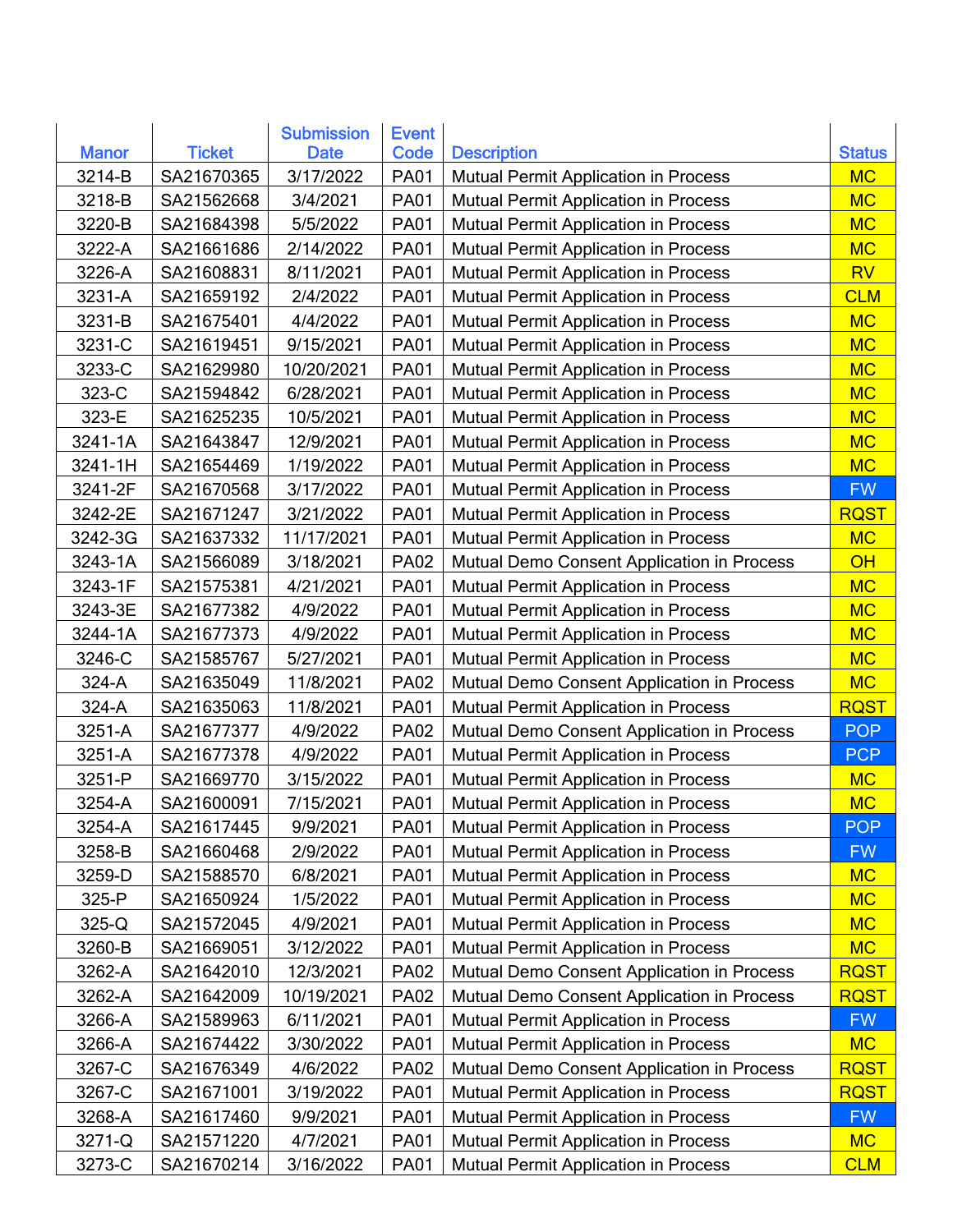| Manor | Ticket | Submission Date | Event Code | Description | Status |
|---|---|---|---|---|---|
| 3214-B | SA21670365 | 3/17/2022 | PA01 | Mutual Permit Application in Process | MC |
| 3218-B | SA21562668 | 3/4/2021 | PA01 | Mutual Permit Application in Process | MC |
| 3220-B | SA21684398 | 5/5/2022 | PA01 | Mutual Permit Application in Process | MC |
| 3222-A | SA21661686 | 2/14/2022 | PA01 | Mutual Permit Application in Process | MC |
| 3226-A | SA21608831 | 8/11/2021 | PA01 | Mutual Permit Application in Process | RV |
| 3231-A | SA21659192 | 2/4/2022 | PA01 | Mutual Permit Application in Process | CLM |
| 3231-B | SA21675401 | 4/4/2022 | PA01 | Mutual Permit Application in Process | MC |
| 3231-C | SA21619451 | 9/15/2021 | PA01 | Mutual Permit Application in Process | MC |
| 3233-C | SA21629980 | 10/20/2021 | PA01 | Mutual Permit Application in Process | MC |
| 323-C | SA21594842 | 6/28/2021 | PA01 | Mutual Permit Application in Process | MC |
| 323-E | SA21625235 | 10/5/2021 | PA01 | Mutual Permit Application in Process | MC |
| 3241-1A | SA21643847 | 12/9/2021 | PA01 | Mutual Permit Application in Process | MC |
| 3241-1H | SA21654469 | 1/19/2022 | PA01 | Mutual Permit Application in Process | MC |
| 3241-2F | SA21670568 | 3/17/2022 | PA01 | Mutual Permit Application in Process | FW |
| 3242-2E | SA21671247 | 3/21/2022 | PA01 | Mutual Permit Application in Process | RQST |
| 3242-3G | SA21637332 | 11/17/2021 | PA01 | Mutual Permit Application in Process | MC |
| 3243-1A | SA21566089 | 3/18/2021 | PA02 | Mutual Demo Consent Application in Process | OH |
| 3243-1F | SA21575381 | 4/21/2021 | PA01 | Mutual Permit Application in Process | MC |
| 3243-3E | SA21677382 | 4/9/2022 | PA01 | Mutual Permit Application in Process | MC |
| 3244-1A | SA21677373 | 4/9/2022 | PA01 | Mutual Permit Application in Process | MC |
| 3246-C | SA21585767 | 5/27/2021 | PA01 | Mutual Permit Application in Process | MC |
| 324-A | SA21635049 | 11/8/2021 | PA02 | Mutual Demo Consent Application in Process | MC |
| 324-A | SA21635063 | 11/8/2021 | PA01 | Mutual Permit Application in Process | RQST |
| 3251-A | SA21677377 | 4/9/2022 | PA02 | Mutual Demo Consent Application in Process | POP |
| 3251-A | SA21677378 | 4/9/2022 | PA01 | Mutual Permit Application in Process | PCP |
| 3251-P | SA21669770 | 3/15/2022 | PA01 | Mutual Permit Application in Process | MC |
| 3254-A | SA21600091 | 7/15/2021 | PA01 | Mutual Permit Application in Process | MC |
| 3254-A | SA21617445 | 9/9/2021 | PA01 | Mutual Permit Application in Process | POP |
| 3258-B | SA21660468 | 2/9/2022 | PA01 | Mutual Permit Application in Process | FW |
| 3259-D | SA21588570 | 6/8/2021 | PA01 | Mutual Permit Application in Process | MC |
| 325-P | SA21650924 | 1/5/2022 | PA01 | Mutual Permit Application in Process | MC |
| 325-Q | SA21572045 | 4/9/2021 | PA01 | Mutual Permit Application in Process | MC |
| 3260-B | SA21669051 | 3/12/2022 | PA01 | Mutual Permit Application in Process | MC |
| 3262-A | SA21642010 | 12/3/2021 | PA02 | Mutual Demo Consent Application in Process | RQST |
| 3262-A | SA21642009 | 10/19/2021 | PA02 | Mutual Demo Consent Application in Process | RQST |
| 3266-A | SA21589963 | 6/11/2021 | PA01 | Mutual Permit Application in Process | FW |
| 3266-A | SA21674422 | 3/30/2022 | PA01 | Mutual Permit Application in Process | MC |
| 3267-C | SA21676349 | 4/6/2022 | PA02 | Mutual Demo Consent Application in Process | RQST |
| 3267-C | SA21671001 | 3/19/2022 | PA01 | Mutual Permit Application in Process | RQST |
| 3268-A | SA21617460 | 9/9/2021 | PA01 | Mutual Permit Application in Process | FW |
| 3271-Q | SA21571220 | 4/7/2021 | PA01 | Mutual Permit Application in Process | MC |
| 3273-C | SA21670214 | 3/16/2022 | PA01 | Mutual Permit Application in Process | CLM |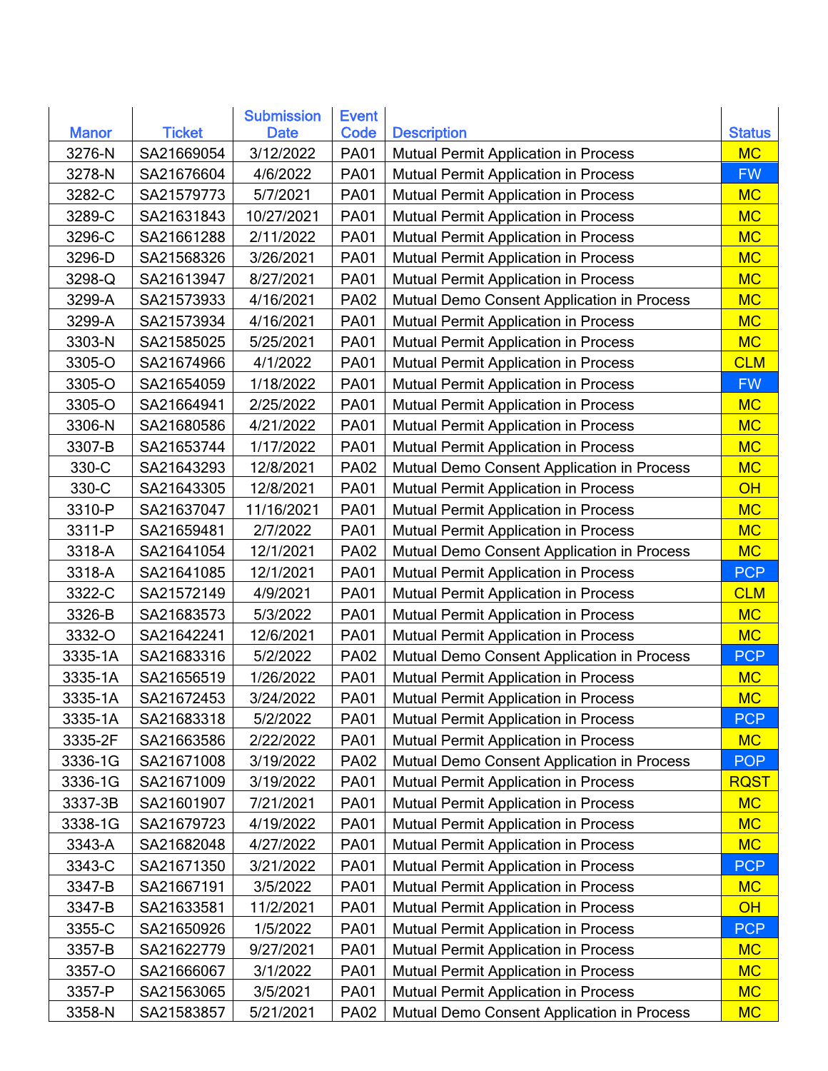| Manor | Ticket | Submission Date | Event Code | Description | Status |
|---|---|---|---|---|---|
| 3276-N | SA21669054 | 3/12/2022 | PA01 | Mutual Permit Application in Process | MC |
| 3278-N | SA21676604 | 4/6/2022 | PA01 | Mutual Permit Application in Process | FW |
| 3282-C | SA21579773 | 5/7/2021 | PA01 | Mutual Permit Application in Process | MC |
| 3289-C | SA21631843 | 10/27/2021 | PA01 | Mutual Permit Application in Process | MC |
| 3296-C | SA21661288 | 2/11/2022 | PA01 | Mutual Permit Application in Process | MC |
| 3296-D | SA21568326 | 3/26/2021 | PA01 | Mutual Permit Application in Process | MC |
| 3298-Q | SA21613947 | 8/27/2021 | PA01 | Mutual Permit Application in Process | MC |
| 3299-A | SA21573933 | 4/16/2021 | PA02 | Mutual Demo Consent Application in Process | MC |
| 3299-A | SA21573934 | 4/16/2021 | PA01 | Mutual Permit Application in Process | MC |
| 3303-N | SA21585025 | 5/25/2021 | PA01 | Mutual Permit Application in Process | MC |
| 3305-O | SA21674966 | 4/1/2022 | PA01 | Mutual Permit Application in Process | CLM |
| 3305-O | SA21654059 | 1/18/2022 | PA01 | Mutual Permit Application in Process | FW |
| 3305-O | SA21664941 | 2/25/2022 | PA01 | Mutual Permit Application in Process | MC |
| 3306-N | SA21680586 | 4/21/2022 | PA01 | Mutual Permit Application in Process | MC |
| 3307-B | SA21653744 | 1/17/2022 | PA01 | Mutual Permit Application in Process | MC |
| 330-C | SA21643293 | 12/8/2021 | PA02 | Mutual Demo Consent Application in Process | MC |
| 330-C | SA21643305 | 12/8/2021 | PA01 | Mutual Permit Application in Process | OH |
| 3310-P | SA21637047 | 11/16/2021 | PA01 | Mutual Permit Application in Process | MC |
| 3311-P | SA21659481 | 2/7/2022 | PA01 | Mutual Permit Application in Process | MC |
| 3318-A | SA21641054 | 12/1/2021 | PA02 | Mutual Demo Consent Application in Process | MC |
| 3318-A | SA21641085 | 12/1/2021 | PA01 | Mutual Permit Application in Process | PCP |
| 3322-C | SA21572149 | 4/9/2021 | PA01 | Mutual Permit Application in Process | CLM |
| 3326-B | SA21683573 | 5/3/2022 | PA01 | Mutual Permit Application in Process | MC |
| 3332-O | SA21642241 | 12/6/2021 | PA01 | Mutual Permit Application in Process | MC |
| 3335-1A | SA21683316 | 5/2/2022 | PA02 | Mutual Demo Consent Application in Process | PCP |
| 3335-1A | SA21656519 | 1/26/2022 | PA01 | Mutual Permit Application in Process | MC |
| 3335-1A | SA21672453 | 3/24/2022 | PA01 | Mutual Permit Application in Process | MC |
| 3335-1A | SA21683318 | 5/2/2022 | PA01 | Mutual Permit Application in Process | PCP |
| 3335-2F | SA21663586 | 2/22/2022 | PA01 | Mutual Permit Application in Process | MC |
| 3336-1G | SA21671008 | 3/19/2022 | PA02 | Mutual Demo Consent Application in Process | POP |
| 3336-1G | SA21671009 | 3/19/2022 | PA01 | Mutual Permit Application in Process | RQST |
| 3337-3B | SA21601907 | 7/21/2021 | PA01 | Mutual Permit Application in Process | MC |
| 3338-1G | SA21679723 | 4/19/2022 | PA01 | Mutual Permit Application in Process | MC |
| 3343-A | SA21682048 | 4/27/2022 | PA01 | Mutual Permit Application in Process | MC |
| 3343-C | SA21671350 | 3/21/2022 | PA01 | Mutual Permit Application in Process | PCP |
| 3347-B | SA21667191 | 3/5/2022 | PA01 | Mutual Permit Application in Process | MC |
| 3347-B | SA21633581 | 11/2/2021 | PA01 | Mutual Permit Application in Process | OH |
| 3355-C | SA21650926 | 1/5/2022 | PA01 | Mutual Permit Application in Process | PCP |
| 3357-B | SA21622779 | 9/27/2021 | PA01 | Mutual Permit Application in Process | MC |
| 3357-O | SA21666067 | 3/1/2022 | PA01 | Mutual Permit Application in Process | MC |
| 3357-P | SA21563065 | 3/5/2021 | PA01 | Mutual Permit Application in Process | MC |
| 3358-N | SA21583857 | 5/21/2021 | PA02 | Mutual Demo Consent Application in Process | MC |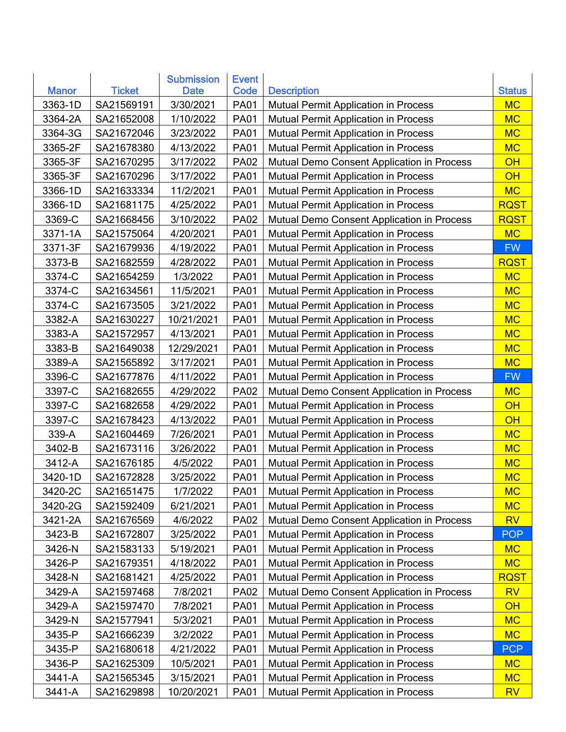| Manor | Ticket | Submission Date | Event Code | Description | Status |
|---|---|---|---|---|---|
| 3363-1D | SA21569191 | 3/30/2021 | PA01 | Mutual Permit Application in Process | MC |
| 3364-2A | SA21652008 | 1/10/2022 | PA01 | Mutual Permit Application in Process | MC |
| 3364-3G | SA21672046 | 3/23/2022 | PA01 | Mutual Permit Application in Process | MC |
| 3365-2F | SA21678380 | 4/13/2022 | PA01 | Mutual Permit Application in Process | MC |
| 3365-3F | SA21670295 | 3/17/2022 | PA02 | Mutual Demo Consent Application in Process | OH |
| 3365-3F | SA21670296 | 3/17/2022 | PA01 | Mutual Permit Application in Process | OH |
| 3366-1D | SA21633334 | 11/2/2021 | PA01 | Mutual Permit Application in Process | MC |
| 3366-1D | SA21681175 | 4/25/2022 | PA01 | Mutual Permit Application in Process | RQST |
| 3369-C | SA21668456 | 3/10/2022 | PA02 | Mutual Demo Consent Application in Process | RQST |
| 3371-1A | SA21575064 | 4/20/2021 | PA01 | Mutual Permit Application in Process | MC |
| 3371-3F | SA21679936 | 4/19/2022 | PA01 | Mutual Permit Application in Process | FW |
| 3373-B | SA21682559 | 4/28/2022 | PA01 | Mutual Permit Application in Process | RQST |
| 3374-C | SA21654259 | 1/3/2022 | PA01 | Mutual Permit Application in Process | MC |
| 3374-C | SA21634561 | 11/5/2021 | PA01 | Mutual Permit Application in Process | MC |
| 3374-C | SA21673505 | 3/21/2022 | PA01 | Mutual Permit Application in Process | MC |
| 3382-A | SA21630227 | 10/21/2021 | PA01 | Mutual Permit Application in Process | MC |
| 3383-A | SA21572957 | 4/13/2021 | PA01 | Mutual Permit Application in Process | MC |
| 3383-B | SA21649038 | 12/29/2021 | PA01 | Mutual Permit Application in Process | MC |
| 3389-A | SA21565892 | 3/17/2021 | PA01 | Mutual Permit Application in Process | MC |
| 3396-C | SA21677876 | 4/11/2022 | PA01 | Mutual Permit Application in Process | FW |
| 3397-C | SA21682655 | 4/29/2022 | PA02 | Mutual Demo Consent Application in Process | MC |
| 3397-C | SA21682658 | 4/29/2022 | PA01 | Mutual Permit Application in Process | OH |
| 3397-C | SA21678423 | 4/13/2022 | PA01 | Mutual Permit Application in Process | OH |
| 339-A | SA21604469 | 7/26/2021 | PA01 | Mutual Permit Application in Process | MC |
| 3402-B | SA21673116 | 3/26/2022 | PA01 | Mutual Permit Application in Process | MC |
| 3412-A | SA21676185 | 4/5/2022 | PA01 | Mutual Permit Application in Process | MC |
| 3420-1D | SA21672828 | 3/25/2022 | PA01 | Mutual Permit Application in Process | MC |
| 3420-2C | SA21651475 | 1/7/2022 | PA01 | Mutual Permit Application in Process | MC |
| 3420-2G | SA21592409 | 6/21/2021 | PA01 | Mutual Permit Application in Process | MC |
| 3421-2A | SA21676569 | 4/6/2022 | PA02 | Mutual Demo Consent Application in Process | RV |
| 3423-B | SA21672807 | 3/25/2022 | PA01 | Mutual Permit Application in Process | POP |
| 3426-N | SA21583133 | 5/19/2021 | PA01 | Mutual Permit Application in Process | MC |
| 3426-P | SA21679351 | 4/18/2022 | PA01 | Mutual Permit Application in Process | MC |
| 3428-N | SA21681421 | 4/25/2022 | PA01 | Mutual Permit Application in Process | RQST |
| 3429-A | SA21597468 | 7/8/2021 | PA02 | Mutual Demo Consent Application in Process | RV |
| 3429-A | SA21597470 | 7/8/2021 | PA01 | Mutual Permit Application in Process | OH |
| 3429-N | SA21577941 | 5/3/2021 | PA01 | Mutual Permit Application in Process | MC |
| 3435-P | SA21666239 | 3/2/2022 | PA01 | Mutual Permit Application in Process | MC |
| 3435-P | SA21680618 | 4/21/2022 | PA01 | Mutual Permit Application in Process | PCP |
| 3436-P | SA21625309 | 10/5/2021 | PA01 | Mutual Permit Application in Process | MC |
| 3441-A | SA21565345 | 3/15/2021 | PA01 | Mutual Permit Application in Process | MC |
| 3441-A | SA21629898 | 10/20/2021 | PA01 | Mutual Permit Application in Process | RV |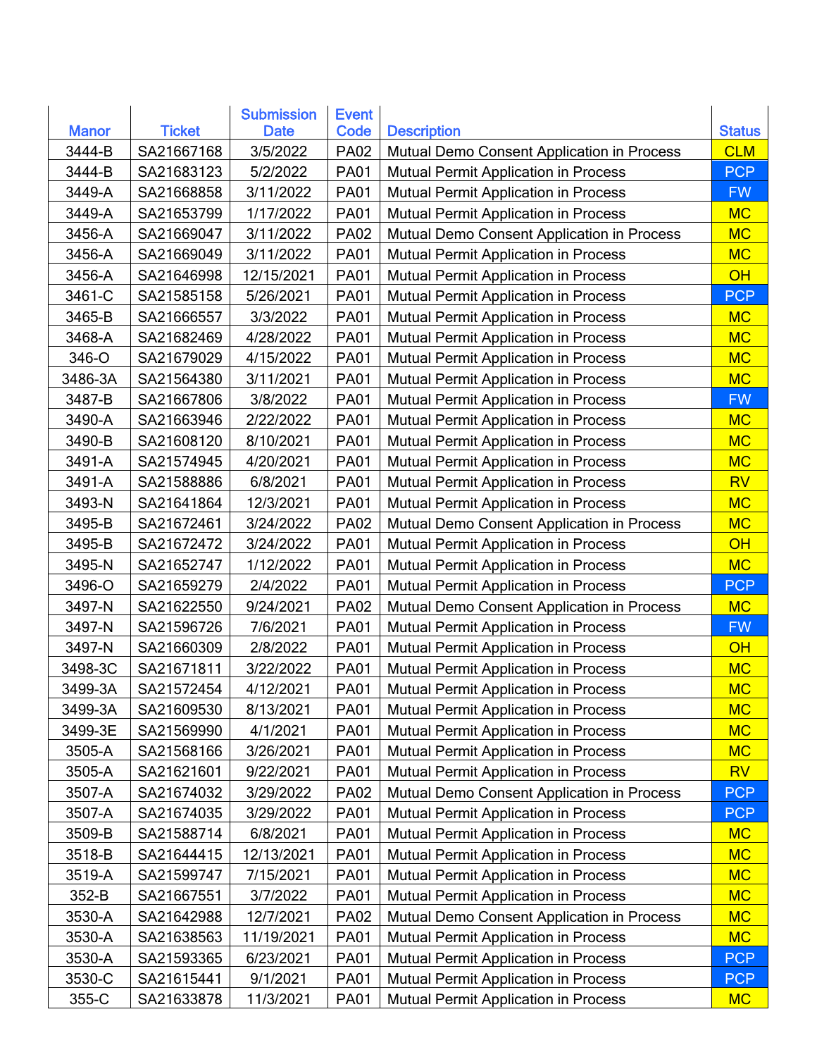| Manor | Ticket | Submission Date | Event Code | Description | Status |
|---|---|---|---|---|---|
| 3444-B | SA21667168 | 3/5/2022 | PA02 | Mutual Demo Consent Application in Process | CLM |
| 3444-B | SA21683123 | 5/2/2022 | PA01 | Mutual Permit Application in Process | PCP |
| 3449-A | SA21668858 | 3/11/2022 | PA01 | Mutual Permit Application in Process | FW |
| 3449-A | SA21653799 | 1/17/2022 | PA01 | Mutual Permit Application in Process | MC |
| 3456-A | SA21669047 | 3/11/2022 | PA02 | Mutual Demo Consent Application in Process | MC |
| 3456-A | SA21669049 | 3/11/2022 | PA01 | Mutual Permit Application in Process | MC |
| 3456-A | SA21646998 | 12/15/2021 | PA01 | Mutual Permit Application in Process | OH |
| 3461-C | SA21585158 | 5/26/2021 | PA01 | Mutual Permit Application in Process | PCP |
| 3465-B | SA21666557 | 3/3/2022 | PA01 | Mutual Permit Application in Process | MC |
| 3468-A | SA21682469 | 4/28/2022 | PA01 | Mutual Permit Application in Process | MC |
| 346-O | SA21679029 | 4/15/2022 | PA01 | Mutual Permit Application in Process | MC |
| 3486-3A | SA21564380 | 3/11/2021 | PA01 | Mutual Permit Application in Process | MC |
| 3487-B | SA21667806 | 3/8/2022 | PA01 | Mutual Permit Application in Process | FW |
| 3490-A | SA21663946 | 2/22/2022 | PA01 | Mutual Permit Application in Process | MC |
| 3490-B | SA21608120 | 8/10/2021 | PA01 | Mutual Permit Application in Process | MC |
| 3491-A | SA21574945 | 4/20/2021 | PA01 | Mutual Permit Application in Process | MC |
| 3491-A | SA21588886 | 6/8/2021 | PA01 | Mutual Permit Application in Process | RV |
| 3493-N | SA21641864 | 12/3/2021 | PA01 | Mutual Permit Application in Process | MC |
| 3495-B | SA21672461 | 3/24/2022 | PA02 | Mutual Demo Consent Application in Process | MC |
| 3495-B | SA21672472 | 3/24/2022 | PA01 | Mutual Permit Application in Process | OH |
| 3495-N | SA21652747 | 1/12/2022 | PA01 | Mutual Permit Application in Process | MC |
| 3496-O | SA21659279 | 2/4/2022 | PA01 | Mutual Permit Application in Process | PCP |
| 3497-N | SA21622550 | 9/24/2021 | PA02 | Mutual Demo Consent Application in Process | MC |
| 3497-N | SA21596726 | 7/6/2021 | PA01 | Mutual Permit Application in Process | FW |
| 3497-N | SA21660309 | 2/8/2022 | PA01 | Mutual Permit Application in Process | OH |
| 3498-3C | SA21671811 | 3/22/2022 | PA01 | Mutual Permit Application in Process | MC |
| 3499-3A | SA21572454 | 4/12/2021 | PA01 | Mutual Permit Application in Process | MC |
| 3499-3A | SA21609530 | 8/13/2021 | PA01 | Mutual Permit Application in Process | MC |
| 3499-3E | SA21569990 | 4/1/2021 | PA01 | Mutual Permit Application in Process | MC |
| 3505-A | SA21568166 | 3/26/2021 | PA01 | Mutual Permit Application in Process | MC |
| 3505-A | SA21621601 | 9/22/2021 | PA01 | Mutual Permit Application in Process | RV |
| 3507-A | SA21674032 | 3/29/2022 | PA02 | Mutual Demo Consent Application in Process | PCP |
| 3507-A | SA21674035 | 3/29/2022 | PA01 | Mutual Permit Application in Process | PCP |
| 3509-B | SA21588714 | 6/8/2021 | PA01 | Mutual Permit Application in Process | MC |
| 3518-B | SA21644415 | 12/13/2021 | PA01 | Mutual Permit Application in Process | MC |
| 3519-A | SA21599747 | 7/15/2021 | PA01 | Mutual Permit Application in Process | MC |
| 352-B | SA21667551 | 3/7/2022 | PA01 | Mutual Permit Application in Process | MC |
| 3530-A | SA21642988 | 12/7/2021 | PA02 | Mutual Demo Consent Application in Process | MC |
| 3530-A | SA21638563 | 11/19/2021 | PA01 | Mutual Permit Application in Process | MC |
| 3530-A | SA21593365 | 6/23/2021 | PA01 | Mutual Permit Application in Process | PCP |
| 3530-C | SA21615441 | 9/1/2021 | PA01 | Mutual Permit Application in Process | PCP |
| 355-C | SA21633878 | 11/3/2021 | PA01 | Mutual Permit Application in Process | MC |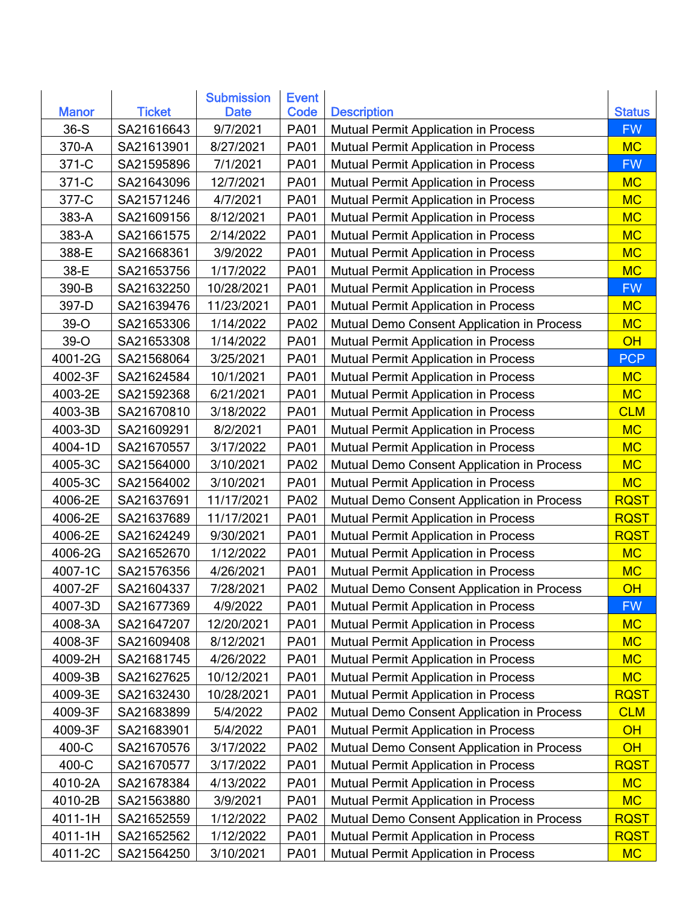| Manor | Ticket | Submission Date | Event Code | Description | Status |
|---|---|---|---|---|---|
| 36-S | SA21616643 | 9/7/2021 | PA01 | Mutual Permit Application in Process | FW |
| 370-A | SA21613901 | 8/27/2021 | PA01 | Mutual Permit Application in Process | MC |
| 371-C | SA21595896 | 7/1/2021 | PA01 | Mutual Permit Application in Process | FW |
| 371-C | SA21643096 | 12/7/2021 | PA01 | Mutual Permit Application in Process | MC |
| 377-C | SA21571246 | 4/7/2021 | PA01 | Mutual Permit Application in Process | MC |
| 383-A | SA21609156 | 8/12/2021 | PA01 | Mutual Permit Application in Process | MC |
| 383-A | SA21661575 | 2/14/2022 | PA01 | Mutual Permit Application in Process | MC |
| 388-E | SA21668361 | 3/9/2022 | PA01 | Mutual Permit Application in Process | MC |
| 38-E | SA21653756 | 1/17/2022 | PA01 | Mutual Permit Application in Process | MC |
| 390-B | SA21632250 | 10/28/2021 | PA01 | Mutual Permit Application in Process | FW |
| 397-D | SA21639476 | 11/23/2021 | PA01 | Mutual Permit Application in Process | MC |
| 39-O | SA21653306 | 1/14/2022 | PA02 | Mutual Demo Consent Application in Process | MC |
| 39-O | SA21653308 | 1/14/2022 | PA01 | Mutual Permit Application in Process | OH |
| 4001-2G | SA21568064 | 3/25/2021 | PA01 | Mutual Permit Application in Process | PCP |
| 4002-3F | SA21624584 | 10/1/2021 | PA01 | Mutual Permit Application in Process | MC |
| 4003-2E | SA21592368 | 6/21/2021 | PA01 | Mutual Permit Application in Process | MC |
| 4003-3B | SA21670810 | 3/18/2022 | PA01 | Mutual Permit Application in Process | CLM |
| 4003-3D | SA21609291 | 8/2/2021 | PA01 | Mutual Permit Application in Process | MC |
| 4004-1D | SA21670557 | 3/17/2022 | PA01 | Mutual Permit Application in Process | MC |
| 4005-3C | SA21564000 | 3/10/2021 | PA02 | Mutual Demo Consent Application in Process | MC |
| 4005-3C | SA21564002 | 3/10/2021 | PA01 | Mutual Permit Application in Process | MC |
| 4006-2E | SA21637691 | 11/17/2021 | PA02 | Mutual Demo Consent Application in Process | RQST |
| 4006-2E | SA21637689 | 11/17/2021 | PA01 | Mutual Permit Application in Process | RQST |
| 4006-2E | SA21624249 | 9/30/2021 | PA01 | Mutual Permit Application in Process | RQST |
| 4006-2G | SA21652670 | 1/12/2022 | PA01 | Mutual Permit Application in Process | MC |
| 4007-1C | SA21576356 | 4/26/2021 | PA01 | Mutual Permit Application in Process | MC |
| 4007-2F | SA21604337 | 7/28/2021 | PA02 | Mutual Demo Consent Application in Process | OH |
| 4007-3D | SA21677369 | 4/9/2022 | PA01 | Mutual Permit Application in Process | FW |
| 4008-3A | SA21647207 | 12/20/2021 | PA01 | Mutual Permit Application in Process | MC |
| 4008-3F | SA21609408 | 8/12/2021 | PA01 | Mutual Permit Application in Process | MC |
| 4009-2H | SA21681745 | 4/26/2022 | PA01 | Mutual Permit Application in Process | MC |
| 4009-3B | SA21627625 | 10/12/2021 | PA01 | Mutual Permit Application in Process | MC |
| 4009-3E | SA21632430 | 10/28/2021 | PA01 | Mutual Permit Application in Process | RQST |
| 4009-3F | SA21683899 | 5/4/2022 | PA02 | Mutual Demo Consent Application in Process | CLM |
| 4009-3F | SA21683901 | 5/4/2022 | PA01 | Mutual Permit Application in Process | OH |
| 400-C | SA21670576 | 3/17/2022 | PA02 | Mutual Demo Consent Application in Process | OH |
| 400-C | SA21670577 | 3/17/2022 | PA01 | Mutual Permit Application in Process | RQST |
| 4010-2A | SA21678384 | 4/13/2022 | PA01 | Mutual Permit Application in Process | MC |
| 4010-2B | SA21563880 | 3/9/2021 | PA01 | Mutual Permit Application in Process | MC |
| 4011-1H | SA21652559 | 1/12/2022 | PA02 | Mutual Demo Consent Application in Process | RQST |
| 4011-1H | SA21652562 | 1/12/2022 | PA01 | Mutual Permit Application in Process | RQST |
| 4011-2C | SA21564250 | 3/10/2021 | PA01 | Mutual Permit Application in Process | MC |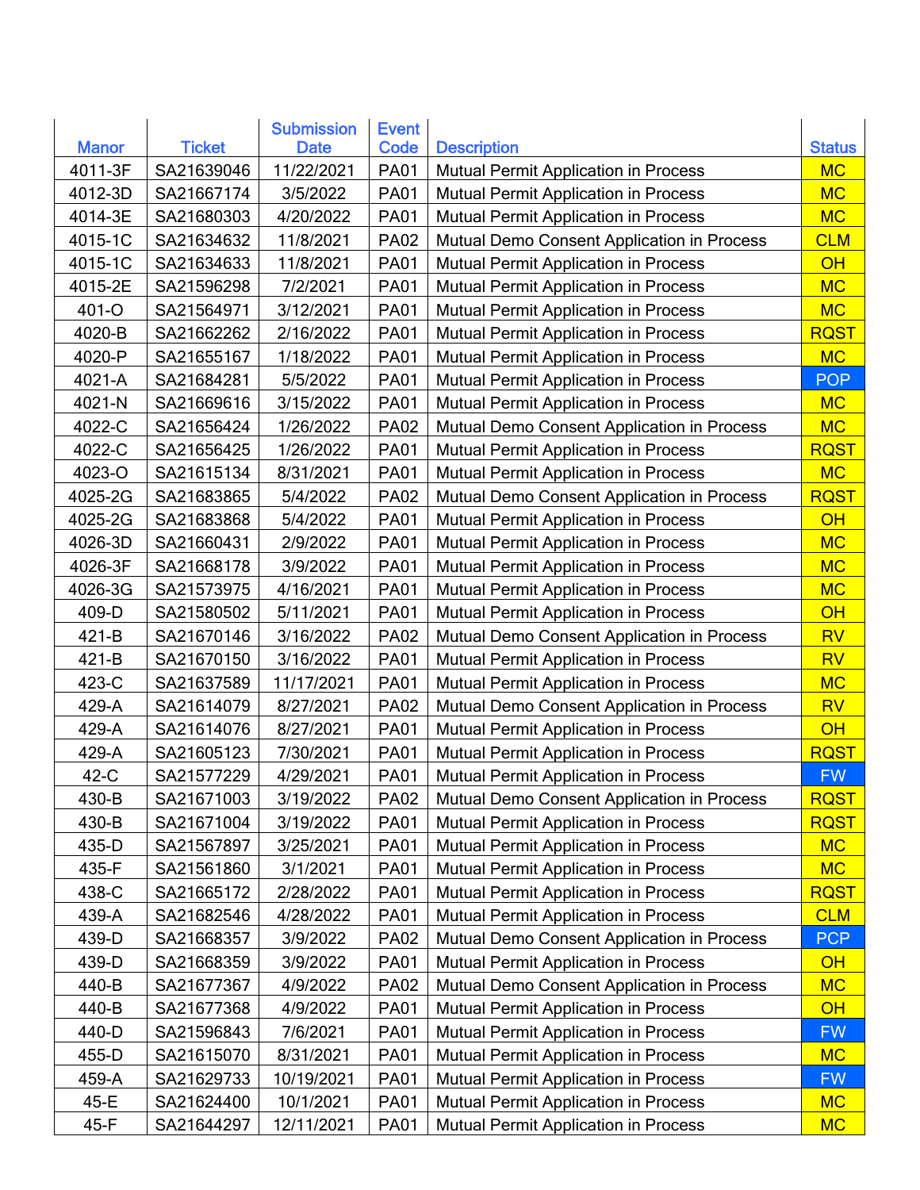| Manor | Ticket | Submission Date | Event Code | Description | Status |
|---|---|---|---|---|---|
| 4011-3F | SA21639046 | 11/22/2021 | PA01 | Mutual Permit Application in Process | MC |
| 4012-3D | SA21667174 | 3/5/2022 | PA01 | Mutual Permit Application in Process | MC |
| 4014-3E | SA21680303 | 4/20/2022 | PA01 | Mutual Permit Application in Process | MC |
| 4015-1C | SA21634632 | 11/8/2021 | PA02 | Mutual Demo Consent Application in Process | CLM |
| 4015-1C | SA21634633 | 11/8/2021 | PA01 | Mutual Permit Application in Process | OH |
| 4015-2E | SA21596298 | 7/2/2021 | PA01 | Mutual Permit Application in Process | MC |
| 401-O | SA21564971 | 3/12/2021 | PA01 | Mutual Permit Application in Process | MC |
| 4020-B | SA21662262 | 2/16/2022 | PA01 | Mutual Permit Application in Process | RQST |
| 4020-P | SA21655167 | 1/18/2022 | PA01 | Mutual Permit Application in Process | MC |
| 4021-A | SA21684281 | 5/5/2022 | PA01 | Mutual Permit Application in Process | POP |
| 4021-N | SA21669616 | 3/15/2022 | PA01 | Mutual Permit Application in Process | MC |
| 4022-C | SA21656424 | 1/26/2022 | PA02 | Mutual Demo Consent Application in Process | MC |
| 4022-C | SA21656425 | 1/26/2022 | PA01 | Mutual Permit Application in Process | RQST |
| 4023-O | SA21615134 | 8/31/2021 | PA01 | Mutual Permit Application in Process | MC |
| 4025-2G | SA21683865 | 5/4/2022 | PA02 | Mutual Demo Consent Application in Process | RQST |
| 4025-2G | SA21683868 | 5/4/2022 | PA01 | Mutual Permit Application in Process | OH |
| 4026-3D | SA21660431 | 2/9/2022 | PA01 | Mutual Permit Application in Process | MC |
| 4026-3F | SA21668178 | 3/9/2022 | PA01 | Mutual Permit Application in Process | MC |
| 4026-3G | SA21573975 | 4/16/2021 | PA01 | Mutual Permit Application in Process | MC |
| 409-D | SA21580502 | 5/11/2021 | PA01 | Mutual Permit Application in Process | OH |
| 421-B | SA21670146 | 3/16/2022 | PA02 | Mutual Demo Consent Application in Process | RV |
| 421-B | SA21670150 | 3/16/2022 | PA01 | Mutual Permit Application in Process | RV |
| 423-C | SA21637589 | 11/17/2021 | PA01 | Mutual Permit Application in Process | MC |
| 429-A | SA21614079 | 8/27/2021 | PA02 | Mutual Demo Consent Application in Process | RV |
| 429-A | SA21614076 | 8/27/2021 | PA01 | Mutual Permit Application in Process | OH |
| 429-A | SA21605123 | 7/30/2021 | PA01 | Mutual Permit Application in Process | RQST |
| 42-C | SA21577229 | 4/29/2021 | PA01 | Mutual Permit Application in Process | FW |
| 430-B | SA21671003 | 3/19/2022 | PA02 | Mutual Demo Consent Application in Process | RQST |
| 430-B | SA21671004 | 3/19/2022 | PA01 | Mutual Permit Application in Process | RQST |
| 435-D | SA21567897 | 3/25/2021 | PA01 | Mutual Permit Application in Process | MC |
| 435-F | SA21561860 | 3/1/2021 | PA01 | Mutual Permit Application in Process | MC |
| 438-C | SA21665172 | 2/28/2022 | PA01 | Mutual Permit Application in Process | RQST |
| 439-A | SA21682546 | 4/28/2022 | PA01 | Mutual Permit Application in Process | CLM |
| 439-D | SA21668357 | 3/9/2022 | PA02 | Mutual Demo Consent Application in Process | PCP |
| 439-D | SA21668359 | 3/9/2022 | PA01 | Mutual Permit Application in Process | OH |
| 440-B | SA21677367 | 4/9/2022 | PA02 | Mutual Demo Consent Application in Process | MC |
| 440-B | SA21677368 | 4/9/2022 | PA01 | Mutual Permit Application in Process | OH |
| 440-D | SA21596843 | 7/6/2021 | PA01 | Mutual Permit Application in Process | FW |
| 455-D | SA21615070 | 8/31/2021 | PA01 | Mutual Permit Application in Process | MC |
| 459-A | SA21629733 | 10/19/2021 | PA01 | Mutual Permit Application in Process | FW |
| 45-E | SA21624400 | 10/1/2021 | PA01 | Mutual Permit Application in Process | MC |
| 45-F | SA21644297 | 12/11/2021 | PA01 | Mutual Permit Application in Process | MC |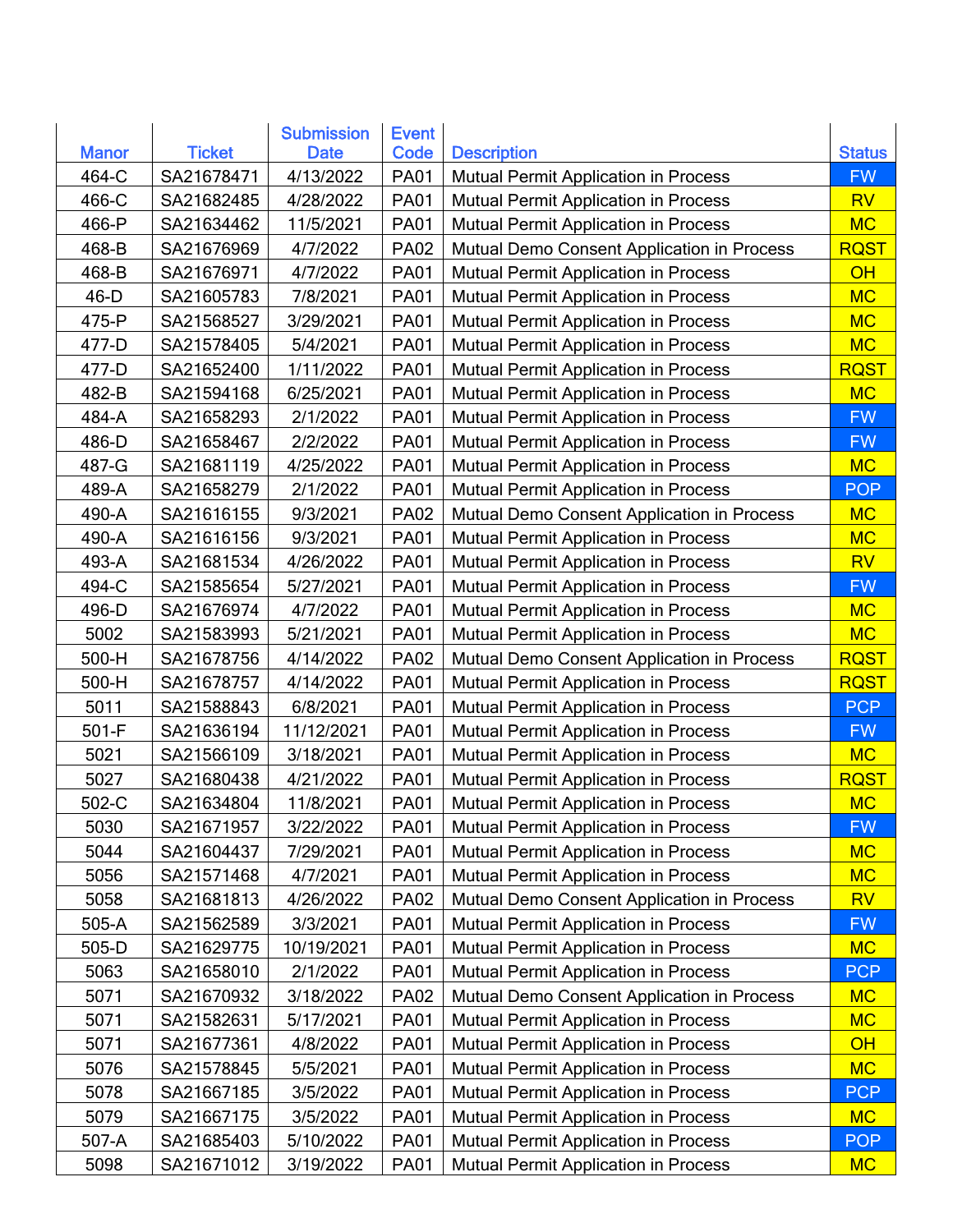| Manor | Ticket | Submission Date | Event Code | Description | Status |
|---|---|---|---|---|---|
| 464-C | SA21678471 | 4/13/2022 | PA01 | Mutual Permit Application in Process | FW |
| 466-C | SA21682485 | 4/28/2022 | PA01 | Mutual Permit Application in Process | RV |
| 466-P | SA21634462 | 11/5/2021 | PA01 | Mutual Permit Application in Process | MC |
| 468-B | SA21676969 | 4/7/2022 | PA02 | Mutual Demo Consent Application in Process | RQST |
| 468-B | SA21676971 | 4/7/2022 | PA01 | Mutual Permit Application in Process | OH |
| 46-D | SA21605783 | 7/8/2021 | PA01 | Mutual Permit Application in Process | MC |
| 475-P | SA21568527 | 3/29/2021 | PA01 | Mutual Permit Application in Process | MC |
| 477-D | SA21578405 | 5/4/2021 | PA01 | Mutual Permit Application in Process | MC |
| 477-D | SA21652400 | 1/11/2022 | PA01 | Mutual Permit Application in Process | RQST |
| 482-B | SA21594168 | 6/25/2021 | PA01 | Mutual Permit Application in Process | MC |
| 484-A | SA21658293 | 2/1/2022 | PA01 | Mutual Permit Application in Process | FW |
| 486-D | SA21658467 | 2/2/2022 | PA01 | Mutual Permit Application in Process | FW |
| 487-G | SA21681119 | 4/25/2022 | PA01 | Mutual Permit Application in Process | MC |
| 489-A | SA21658279 | 2/1/2022 | PA01 | Mutual Permit Application in Process | POP |
| 490-A | SA21616155 | 9/3/2021 | PA02 | Mutual Demo Consent Application in Process | MC |
| 490-A | SA21616156 | 9/3/2021 | PA01 | Mutual Permit Application in Process | MC |
| 493-A | SA21681534 | 4/26/2022 | PA01 | Mutual Permit Application in Process | RV |
| 494-C | SA21585654 | 5/27/2021 | PA01 | Mutual Permit Application in Process | FW |
| 496-D | SA21676974 | 4/7/2022 | PA01 | Mutual Permit Application in Process | MC |
| 5002 | SA21583993 | 5/21/2021 | PA01 | Mutual Permit Application in Process | MC |
| 500-H | SA21678756 | 4/14/2022 | PA02 | Mutual Demo Consent Application in Process | RQST |
| 500-H | SA21678757 | 4/14/2022 | PA01 | Mutual Permit Application in Process | RQST |
| 5011 | SA21588843 | 6/8/2021 | PA01 | Mutual Permit Application in Process | PCP |
| 501-F | SA21636194 | 11/12/2021 | PA01 | Mutual Permit Application in Process | FW |
| 5021 | SA21566109 | 3/18/2021 | PA01 | Mutual Permit Application in Process | MC |
| 5027 | SA21680438 | 4/21/2022 | PA01 | Mutual Permit Application in Process | RQST |
| 502-C | SA21634804 | 11/8/2021 | PA01 | Mutual Permit Application in Process | MC |
| 5030 | SA21671957 | 3/22/2022 | PA01 | Mutual Permit Application in Process | FW |
| 5044 | SA21604437 | 7/29/2021 | PA01 | Mutual Permit Application in Process | MC |
| 5056 | SA21571468 | 4/7/2021 | PA01 | Mutual Permit Application in Process | MC |
| 5058 | SA21681813 | 4/26/2022 | PA02 | Mutual Demo Consent Application in Process | RV |
| 505-A | SA21562589 | 3/3/2021 | PA01 | Mutual Permit Application in Process | FW |
| 505-D | SA21629775 | 10/19/2021 | PA01 | Mutual Permit Application in Process | MC |
| 5063 | SA21658010 | 2/1/2022 | PA01 | Mutual Permit Application in Process | PCP |
| 5071 | SA21670932 | 3/18/2022 | PA02 | Mutual Demo Consent Application in Process | MC |
| 5071 | SA21582631 | 5/17/2021 | PA01 | Mutual Permit Application in Process | MC |
| 5071 | SA21677361 | 4/8/2022 | PA01 | Mutual Permit Application in Process | OH |
| 5076 | SA21578845 | 5/5/2021 | PA01 | Mutual Permit Application in Process | MC |
| 5078 | SA21667185 | 3/5/2022 | PA01 | Mutual Permit Application in Process | PCP |
| 5079 | SA21667175 | 3/5/2022 | PA01 | Mutual Permit Application in Process | MC |
| 507-A | SA21685403 | 5/10/2022 | PA01 | Mutual Permit Application in Process | POP |
| 5098 | SA21671012 | 3/19/2022 | PA01 | Mutual Permit Application in Process | MC |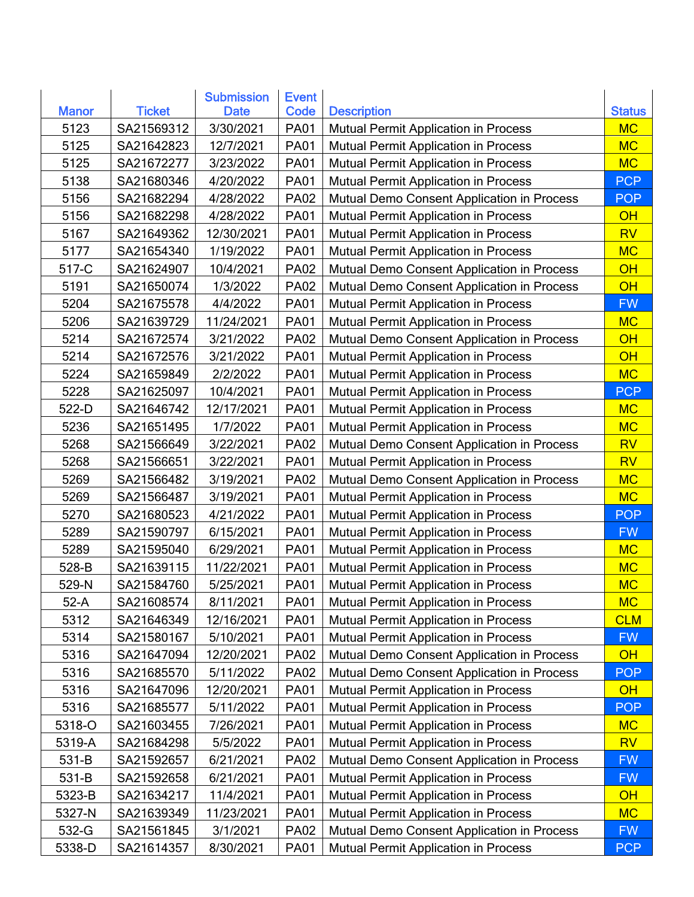| Manor | Ticket | Submission Date | Event Code | Description | Status |
|---|---|---|---|---|---|
| 5123 | SA21569312 | 3/30/2021 | PA01 | Mutual Permit Application in Process | MC |
| 5125 | SA21642823 | 12/7/2021 | PA01 | Mutual Permit Application in Process | MC |
| 5125 | SA21672277 | 3/23/2022 | PA01 | Mutual Permit Application in Process | MC |
| 5138 | SA21680346 | 4/20/2022 | PA01 | Mutual Permit Application in Process | PCP |
| 5156 | SA21682294 | 4/28/2022 | PA02 | Mutual Demo Consent Application in Process | POP |
| 5156 | SA21682298 | 4/28/2022 | PA01 | Mutual Permit Application in Process | OH |
| 5167 | SA21649362 | 12/30/2021 | PA01 | Mutual Permit Application in Process | RV |
| 5177 | SA21654340 | 1/19/2022 | PA01 | Mutual Permit Application in Process | MC |
| 517-C | SA21624907 | 10/4/2021 | PA02 | Mutual Demo Consent Application in Process | OH |
| 5191 | SA21650074 | 1/3/2022 | PA02 | Mutual Demo Consent Application in Process | OH |
| 5204 | SA21675578 | 4/4/2022 | PA01 | Mutual Permit Application in Process | FW |
| 5206 | SA21639729 | 11/24/2021 | PA01 | Mutual Permit Application in Process | MC |
| 5214 | SA21672574 | 3/21/2022 | PA02 | Mutual Demo Consent Application in Process | OH |
| 5214 | SA21672576 | 3/21/2022 | PA01 | Mutual Permit Application in Process | OH |
| 5224 | SA21659849 | 2/2/2022 | PA01 | Mutual Permit Application in Process | MC |
| 5228 | SA21625097 | 10/4/2021 | PA01 | Mutual Permit Application in Process | PCP |
| 522-D | SA21646742 | 12/17/2021 | PA01 | Mutual Permit Application in Process | MC |
| 5236 | SA21651495 | 1/7/2022 | PA01 | Mutual Permit Application in Process | MC |
| 5268 | SA21566649 | 3/22/2021 | PA02 | Mutual Demo Consent Application in Process | RV |
| 5268 | SA21566651 | 3/22/2021 | PA01 | Mutual Permit Application in Process | RV |
| 5269 | SA21566482 | 3/19/2021 | PA02 | Mutual Demo Consent Application in Process | MC |
| 5269 | SA21566487 | 3/19/2021 | PA01 | Mutual Permit Application in Process | MC |
| 5270 | SA21680523 | 4/21/2022 | PA01 | Mutual Permit Application in Process | POP |
| 5289 | SA21590797 | 6/15/2021 | PA01 | Mutual Permit Application in Process | FW |
| 5289 | SA21595040 | 6/29/2021 | PA01 | Mutual Permit Application in Process | MC |
| 528-B | SA21639115 | 11/22/2021 | PA01 | Mutual Permit Application in Process | MC |
| 529-N | SA21584760 | 5/25/2021 | PA01 | Mutual Permit Application in Process | MC |
| 52-A | SA21608574 | 8/11/2021 | PA01 | Mutual Permit Application in Process | MC |
| 5312 | SA21646349 | 12/16/2021 | PA01 | Mutual Permit Application in Process | CLM |
| 5314 | SA21580167 | 5/10/2021 | PA01 | Mutual Permit Application in Process | FW |
| 5316 | SA21647094 | 12/20/2021 | PA02 | Mutual Demo Consent Application in Process | OH |
| 5316 | SA21685570 | 5/11/2022 | PA02 | Mutual Demo Consent Application in Process | POP |
| 5316 | SA21647096 | 12/20/2021 | PA01 | Mutual Permit Application in Process | OH |
| 5316 | SA21685577 | 5/11/2022 | PA01 | Mutual Permit Application in Process | POP |
| 5318-O | SA21603455 | 7/26/2021 | PA01 | Mutual Permit Application in Process | MC |
| 5319-A | SA21684298 | 5/5/2022 | PA01 | Mutual Permit Application in Process | RV |
| 531-B | SA21592657 | 6/21/2021 | PA02 | Mutual Demo Consent Application in Process | FW |
| 531-B | SA21592658 | 6/21/2021 | PA01 | Mutual Permit Application in Process | FW |
| 5323-B | SA21634217 | 11/4/2021 | PA01 | Mutual Permit Application in Process | OH |
| 5327-N | SA21639349 | 11/23/2021 | PA01 | Mutual Permit Application in Process | MC |
| 532-G | SA21561845 | 3/1/2021 | PA02 | Mutual Demo Consent Application in Process | FW |
| 5338-D | SA21614357 | 8/30/2021 | PA01 | Mutual Permit Application in Process | PCP |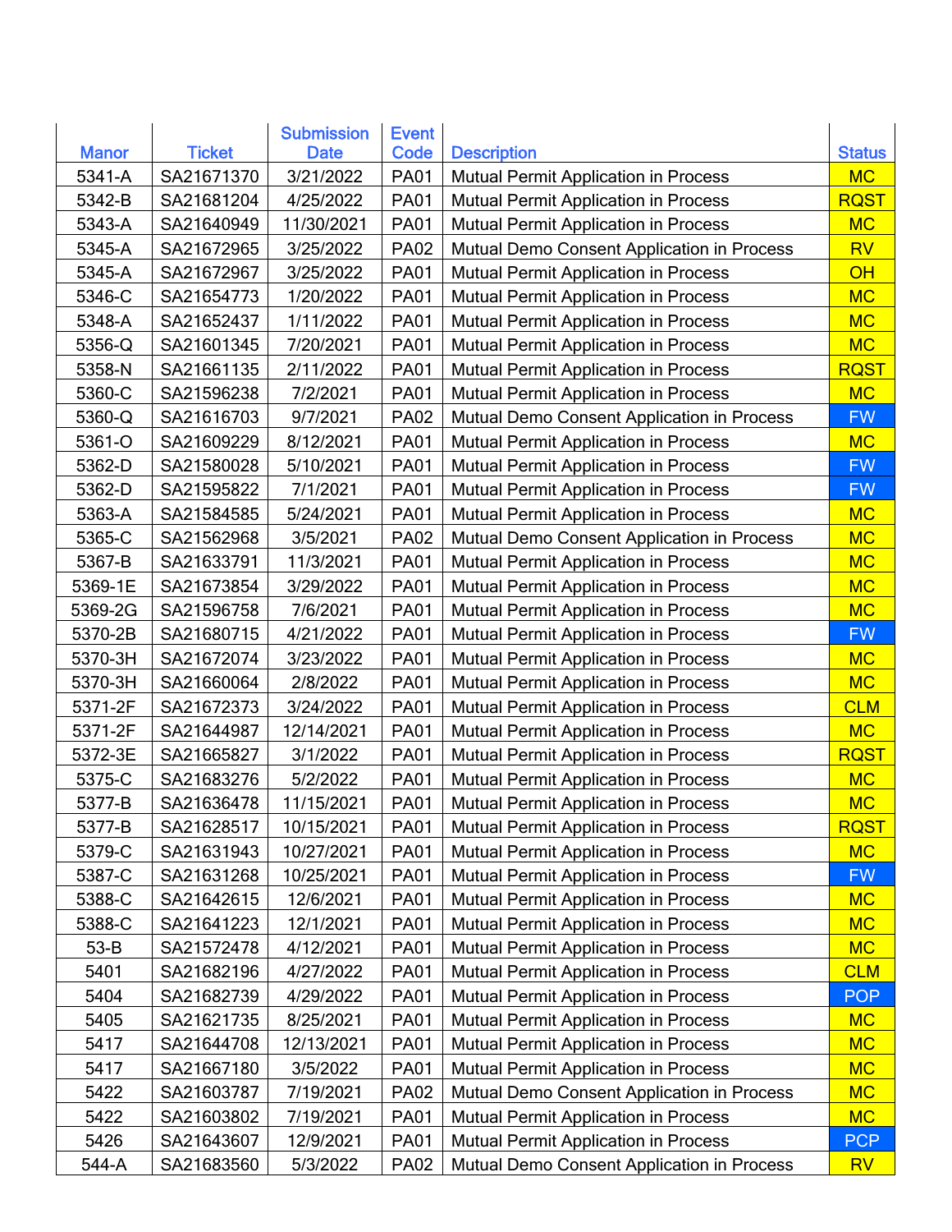| Manor | Ticket | Submission Date | Event Code | Description | Status |
|---|---|---|---|---|---|
| 5341-A | SA21671370 | 3/21/2022 | PA01 | Mutual Permit Application in Process | MC |
| 5342-B | SA21681204 | 4/25/2022 | PA01 | Mutual Permit Application in Process | RQST |
| 5343-A | SA21640949 | 11/30/2021 | PA01 | Mutual Permit Application in Process | MC |
| 5345-A | SA21672965 | 3/25/2022 | PA02 | Mutual Demo Consent Application in Process | RV |
| 5345-A | SA21672967 | 3/25/2022 | PA01 | Mutual Permit Application in Process | OH |
| 5346-C | SA21654773 | 1/20/2022 | PA01 | Mutual Permit Application in Process | MC |
| 5348-A | SA21652437 | 1/11/2022 | PA01 | Mutual Permit Application in Process | MC |
| 5356-Q | SA21601345 | 7/20/2021 | PA01 | Mutual Permit Application in Process | MC |
| 5358-N | SA21661135 | 2/11/2022 | PA01 | Mutual Permit Application in Process | RQST |
| 5360-C | SA21596238 | 7/2/2021 | PA01 | Mutual Permit Application in Process | MC |
| 5360-Q | SA21616703 | 9/7/2021 | PA02 | Mutual Demo Consent Application in Process | FW |
| 5361-O | SA21609229 | 8/12/2021 | PA01 | Mutual Permit Application in Process | MC |
| 5362-D | SA21580028 | 5/10/2021 | PA01 | Mutual Permit Application in Process | FW |
| 5362-D | SA21595822 | 7/1/2021 | PA01 | Mutual Permit Application in Process | FW |
| 5363-A | SA21584585 | 5/24/2021 | PA01 | Mutual Permit Application in Process | MC |
| 5365-C | SA21562968 | 3/5/2021 | PA02 | Mutual Demo Consent Application in Process | MC |
| 5367-B | SA21633791 | 11/3/2021 | PA01 | Mutual Permit Application in Process | MC |
| 5369-1E | SA21673854 | 3/29/2022 | PA01 | Mutual Permit Application in Process | MC |
| 5369-2G | SA21596758 | 7/6/2021 | PA01 | Mutual Permit Application in Process | MC |
| 5370-2B | SA21680715 | 4/21/2022 | PA01 | Mutual Permit Application in Process | FW |
| 5370-3H | SA21672074 | 3/23/2022 | PA01 | Mutual Permit Application in Process | MC |
| 5370-3H | SA21660064 | 2/8/2022 | PA01 | Mutual Permit Application in Process | MC |
| 5371-2F | SA21672373 | 3/24/2022 | PA01 | Mutual Permit Application in Process | CLM |
| 5371-2F | SA21644987 | 12/14/2021 | PA01 | Mutual Permit Application in Process | MC |
| 5372-3E | SA21665827 | 3/1/2022 | PA01 | Mutual Permit Application in Process | RQST |
| 5375-C | SA21683276 | 5/2/2022 | PA01 | Mutual Permit Application in Process | MC |
| 5377-B | SA21636478 | 11/15/2021 | PA01 | Mutual Permit Application in Process | MC |
| 5377-B | SA21628517 | 10/15/2021 | PA01 | Mutual Permit Application in Process | RQST |
| 5379-C | SA21631943 | 10/27/2021 | PA01 | Mutual Permit Application in Process | MC |
| 5387-C | SA21631268 | 10/25/2021 | PA01 | Mutual Permit Application in Process | FW |
| 5388-C | SA21642615 | 12/6/2021 | PA01 | Mutual Permit Application in Process | MC |
| 5388-C | SA21641223 | 12/1/2021 | PA01 | Mutual Permit Application in Process | MC |
| 53-B | SA21572478 | 4/12/2021 | PA01 | Mutual Permit Application in Process | MC |
| 5401 | SA21682196 | 4/27/2022 | PA01 | Mutual Permit Application in Process | CLM |
| 5404 | SA21682739 | 4/29/2022 | PA01 | Mutual Permit Application in Process | POP |
| 5405 | SA21621735 | 8/25/2021 | PA01 | Mutual Permit Application in Process | MC |
| 5417 | SA21644708 | 12/13/2021 | PA01 | Mutual Permit Application in Process | MC |
| 5417 | SA21667180 | 3/5/2022 | PA01 | Mutual Permit Application in Process | MC |
| 5422 | SA21603787 | 7/19/2021 | PA02 | Mutual Demo Consent Application in Process | MC |
| 5422 | SA21603802 | 7/19/2021 | PA01 | Mutual Permit Application in Process | MC |
| 5426 | SA21643607 | 12/9/2021 | PA01 | Mutual Permit Application in Process | PCP |
| 544-A | SA21683560 | 5/3/2022 | PA02 | Mutual Demo Consent Application in Process | RV |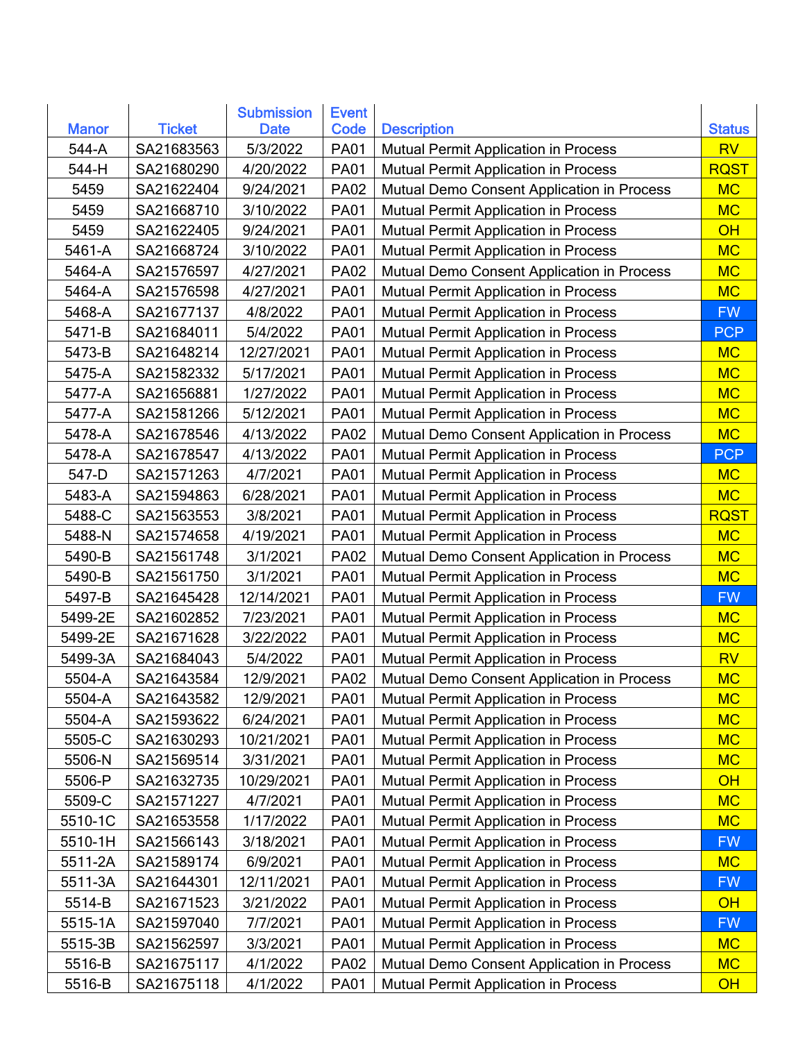| Manor | Ticket | Submission Date | Event Code | Description | Status |
|---|---|---|---|---|---|
| 544-A | SA21683563 | 5/3/2022 | PA01 | Mutual Permit Application in Process | RV |
| 544-H | SA21680290 | 4/20/2022 | PA01 | Mutual Permit Application in Process | RQST |
| 5459 | SA21622404 | 9/24/2021 | PA02 | Mutual Demo Consent Application in Process | MC |
| 5459 | SA21668710 | 3/10/2022 | PA01 | Mutual Permit Application in Process | MC |
| 5459 | SA21622405 | 9/24/2021 | PA01 | Mutual Permit Application in Process | OH |
| 5461-A | SA21668724 | 3/10/2022 | PA01 | Mutual Permit Application in Process | MC |
| 5464-A | SA21576597 | 4/27/2021 | PA02 | Mutual Demo Consent Application in Process | MC |
| 5464-A | SA21576598 | 4/27/2021 | PA01 | Mutual Permit Application in Process | MC |
| 5468-A | SA21677137 | 4/8/2022 | PA01 | Mutual Permit Application in Process | FW |
| 5471-B | SA21684011 | 5/4/2022 | PA01 | Mutual Permit Application in Process | PCP |
| 5473-B | SA21648214 | 12/27/2021 | PA01 | Mutual Permit Application in Process | MC |
| 5475-A | SA21582332 | 5/17/2021 | PA01 | Mutual Permit Application in Process | MC |
| 5477-A | SA21656881 | 1/27/2022 | PA01 | Mutual Permit Application in Process | MC |
| 5477-A | SA21581266 | 5/12/2021 | PA01 | Mutual Permit Application in Process | MC |
| 5478-A | SA21678546 | 4/13/2022 | PA02 | Mutual Demo Consent Application in Process | MC |
| 5478-A | SA21678547 | 4/13/2022 | PA01 | Mutual Permit Application in Process | PCP |
| 547-D | SA21571263 | 4/7/2021 | PA01 | Mutual Permit Application in Process | MC |
| 5483-A | SA21594863 | 6/28/2021 | PA01 | Mutual Permit Application in Process | MC |
| 5488-C | SA21563553 | 3/8/2021 | PA01 | Mutual Permit Application in Process | RQST |
| 5488-N | SA21574658 | 4/19/2021 | PA01 | Mutual Permit Application in Process | MC |
| 5490-B | SA21561748 | 3/1/2021 | PA02 | Mutual Demo Consent Application in Process | MC |
| 5490-B | SA21561750 | 3/1/2021 | PA01 | Mutual Permit Application in Process | MC |
| 5497-B | SA21645428 | 12/14/2021 | PA01 | Mutual Permit Application in Process | FW |
| 5499-2E | SA21602852 | 7/23/2021 | PA01 | Mutual Permit Application in Process | MC |
| 5499-2E | SA21671628 | 3/22/2022 | PA01 | Mutual Permit Application in Process | MC |
| 5499-3A | SA21684043 | 5/4/2022 | PA01 | Mutual Permit Application in Process | RV |
| 5504-A | SA21643584 | 12/9/2021 | PA02 | Mutual Demo Consent Application in Process | MC |
| 5504-A | SA21643582 | 12/9/2021 | PA01 | Mutual Permit Application in Process | MC |
| 5504-A | SA21593622 | 6/24/2021 | PA01 | Mutual Permit Application in Process | MC |
| 5505-C | SA21630293 | 10/21/2021 | PA01 | Mutual Permit Application in Process | MC |
| 5506-N | SA21569514 | 3/31/2021 | PA01 | Mutual Permit Application in Process | MC |
| 5506-P | SA21632735 | 10/29/2021 | PA01 | Mutual Permit Application in Process | OH |
| 5509-C | SA21571227 | 4/7/2021 | PA01 | Mutual Permit Application in Process | MC |
| 5510-1C | SA21653558 | 1/17/2022 | PA01 | Mutual Permit Application in Process | MC |
| 5510-1H | SA21566143 | 3/18/2021 | PA01 | Mutual Permit Application in Process | FW |
| 5511-2A | SA21589174 | 6/9/2021 | PA01 | Mutual Permit Application in Process | MC |
| 5511-3A | SA21644301 | 12/11/2021 | PA01 | Mutual Permit Application in Process | FW |
| 5514-B | SA21671523 | 3/21/2022 | PA01 | Mutual Permit Application in Process | OH |
| 5515-1A | SA21597040 | 7/7/2021 | PA01 | Mutual Permit Application in Process | FW |
| 5515-3B | SA21562597 | 3/3/2021 | PA01 | Mutual Permit Application in Process | MC |
| 5516-B | SA21675117 | 4/1/2022 | PA02 | Mutual Demo Consent Application in Process | MC |
| 5516-B | SA21675118 | 4/1/2022 | PA01 | Mutual Permit Application in Process | OH |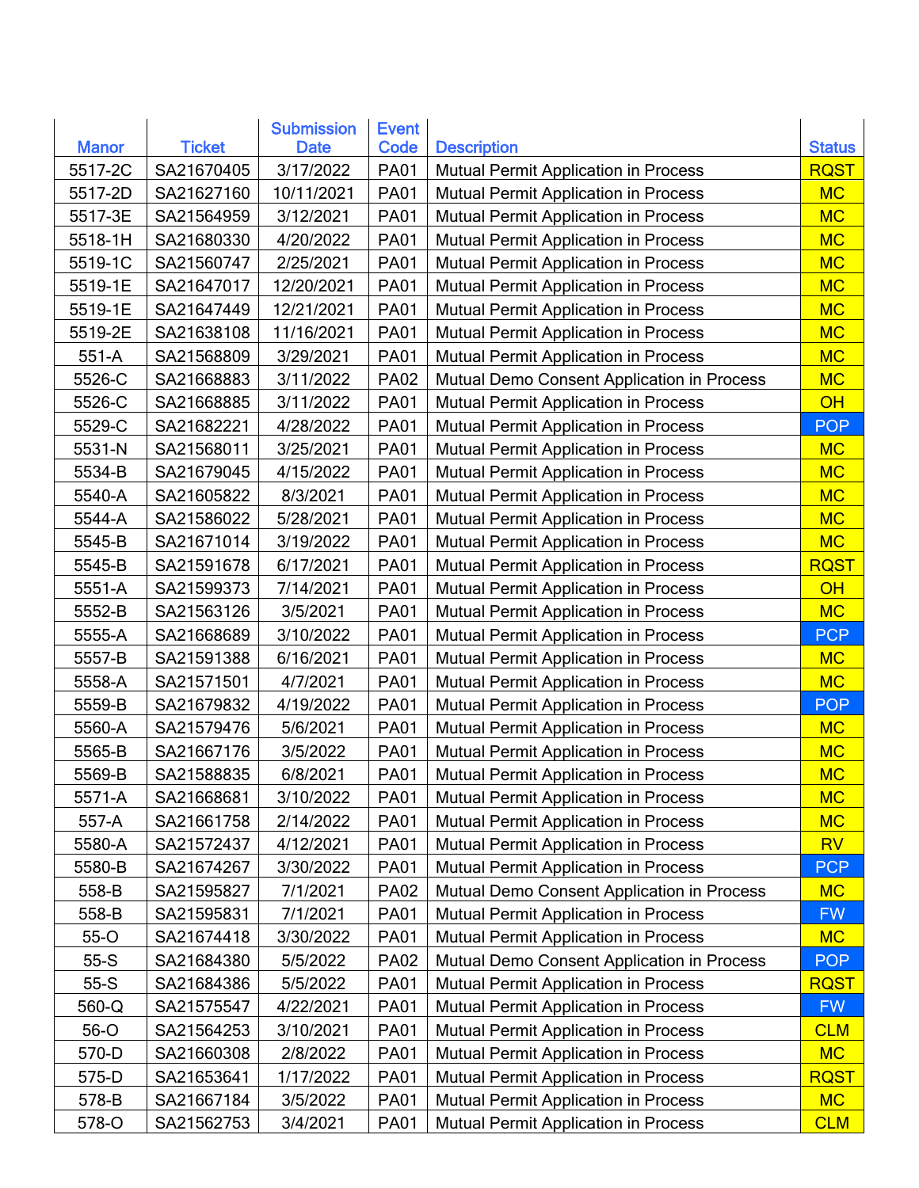| Manor | Ticket | Submission Date | Event Code | Description | Status |
|---|---|---|---|---|---|
| 5517-2C | SA21670405 | 3/17/2022 | PA01 | Mutual Permit Application in Process | RQST |
| 5517-2D | SA21627160 | 10/11/2021 | PA01 | Mutual Permit Application in Process | MC |
| 5517-3E | SA21564959 | 3/12/2021 | PA01 | Mutual Permit Application in Process | MC |
| 5518-1H | SA21680330 | 4/20/2022 | PA01 | Mutual Permit Application in Process | MC |
| 5519-1C | SA21560747 | 2/25/2021 | PA01 | Mutual Permit Application in Process | MC |
| 5519-1E | SA21647017 | 12/20/2021 | PA01 | Mutual Permit Application in Process | MC |
| 5519-1E | SA21647449 | 12/21/2021 | PA01 | Mutual Permit Application in Process | MC |
| 5519-2E | SA21638108 | 11/16/2021 | PA01 | Mutual Permit Application in Process | MC |
| 551-A | SA21568809 | 3/29/2021 | PA01 | Mutual Permit Application in Process | MC |
| 5526-C | SA21668883 | 3/11/2022 | PA02 | Mutual Demo Consent Application in Process | MC |
| 5526-C | SA21668885 | 3/11/2022 | PA01 | Mutual Permit Application in Process | OH |
| 5529-C | SA21682221 | 4/28/2022 | PA01 | Mutual Permit Application in Process | POP |
| 5531-N | SA21568011 | 3/25/2021 | PA01 | Mutual Permit Application in Process | MC |
| 5534-B | SA21679045 | 4/15/2022 | PA01 | Mutual Permit Application in Process | MC |
| 5540-A | SA21605822 | 8/3/2021 | PA01 | Mutual Permit Application in Process | MC |
| 5544-A | SA21586022 | 5/28/2021 | PA01 | Mutual Permit Application in Process | MC |
| 5545-B | SA21671014 | 3/19/2022 | PA01 | Mutual Permit Application in Process | MC |
| 5545-B | SA21591678 | 6/17/2021 | PA01 | Mutual Permit Application in Process | RQST |
| 5551-A | SA21599373 | 7/14/2021 | PA01 | Mutual Permit Application in Process | OH |
| 5552-B | SA21563126 | 3/5/2021 | PA01 | Mutual Permit Application in Process | MC |
| 5555-A | SA21668689 | 3/10/2022 | PA01 | Mutual Permit Application in Process | PCP |
| 5557-B | SA21591388 | 6/16/2021 | PA01 | Mutual Permit Application in Process | MC |
| 5558-A | SA21571501 | 4/7/2021 | PA01 | Mutual Permit Application in Process | MC |
| 5559-B | SA21679832 | 4/19/2022 | PA01 | Mutual Permit Application in Process | POP |
| 5560-A | SA21579476 | 5/6/2021 | PA01 | Mutual Permit Application in Process | MC |
| 5565-B | SA21667176 | 3/5/2022 | PA01 | Mutual Permit Application in Process | MC |
| 5569-B | SA21588835 | 6/8/2021 | PA01 | Mutual Permit Application in Process | MC |
| 5571-A | SA21668681 | 3/10/2022 | PA01 | Mutual Permit Application in Process | MC |
| 557-A | SA21661758 | 2/14/2022 | PA01 | Mutual Permit Application in Process | MC |
| 5580-A | SA21572437 | 4/12/2021 | PA01 | Mutual Permit Application in Process | RV |
| 5580-B | SA21674267 | 3/30/2022 | PA01 | Mutual Permit Application in Process | PCP |
| 558-B | SA21595827 | 7/1/2021 | PA02 | Mutual Demo Consent Application in Process | MC |
| 558-B | SA21595831 | 7/1/2021 | PA01 | Mutual Permit Application in Process | FW |
| 55-O | SA21674418 | 3/30/2022 | PA01 | Mutual Permit Application in Process | MC |
| 55-S | SA21684380 | 5/5/2022 | PA02 | Mutual Demo Consent Application in Process | POP |
| 55-S | SA21684386 | 5/5/2022 | PA01 | Mutual Permit Application in Process | RQST |
| 560-Q | SA21575547 | 4/22/2021 | PA01 | Mutual Permit Application in Process | FW |
| 56-O | SA21564253 | 3/10/2021 | PA01 | Mutual Permit Application in Process | CLM |
| 570-D | SA21660308 | 2/8/2022 | PA01 | Mutual Permit Application in Process | MC |
| 575-D | SA21653641 | 1/17/2022 | PA01 | Mutual Permit Application in Process | RQST |
| 578-B | SA21667184 | 3/5/2022 | PA01 | Mutual Permit Application in Process | MC |
| 578-O | SA21562753 | 3/4/2021 | PA01 | Mutual Permit Application in Process | CLM |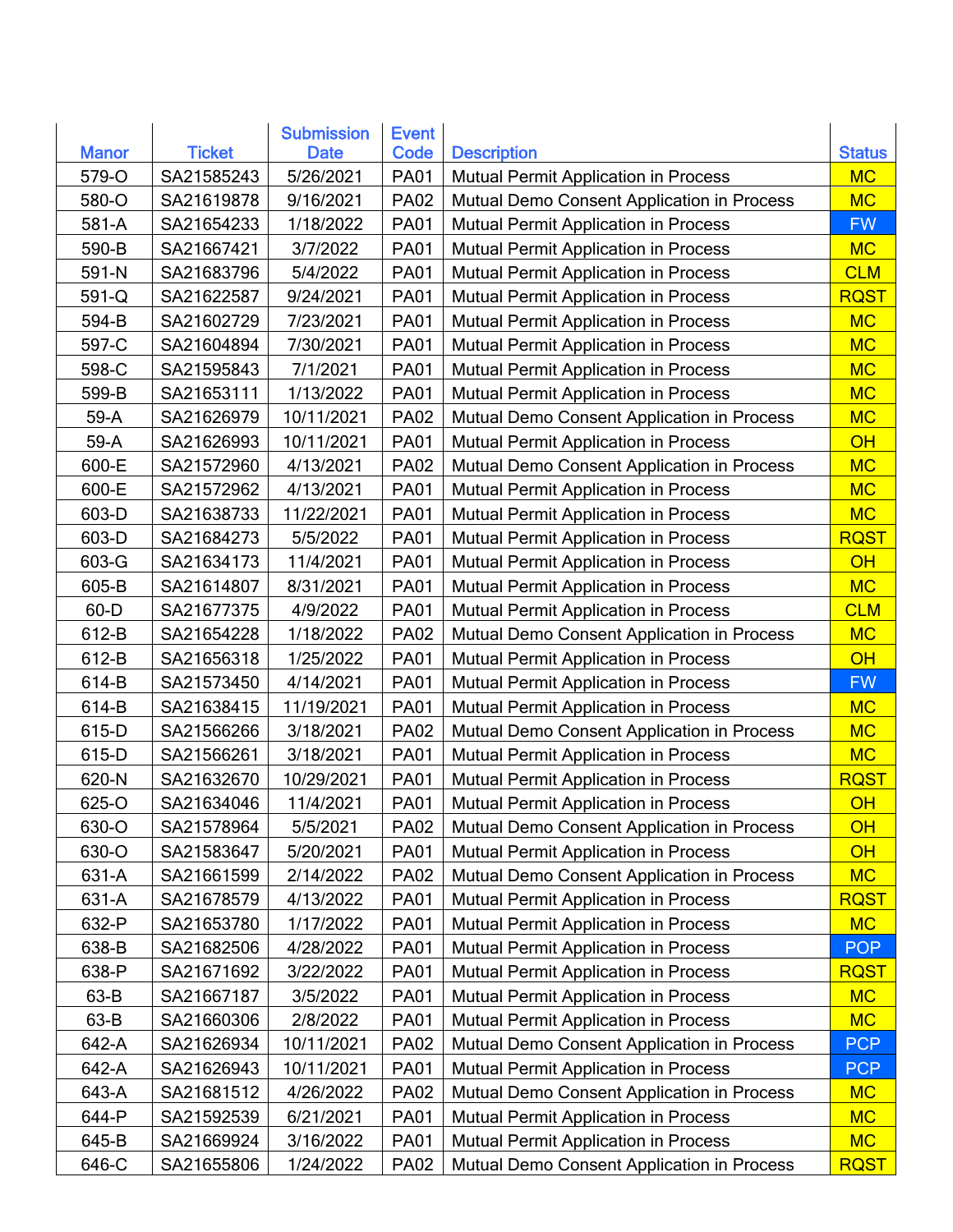| Manor | Ticket | Submission Date | Event Code | Description | Status |
|---|---|---|---|---|---|
| 579-O | SA21585243 | 5/26/2021 | PA01 | Mutual Permit Application in Process | MC |
| 580-O | SA21619878 | 9/16/2021 | PA02 | Mutual Demo Consent Application in Process | MC |
| 581-A | SA21654233 | 1/18/2022 | PA01 | Mutual Permit Application in Process | FW |
| 590-B | SA21667421 | 3/7/2022 | PA01 | Mutual Permit Application in Process | MC |
| 591-N | SA21683796 | 5/4/2022 | PA01 | Mutual Permit Application in Process | CLM |
| 591-Q | SA21622587 | 9/24/2021 | PA01 | Mutual Permit Application in Process | RQST |
| 594-B | SA21602729 | 7/23/2021 | PA01 | Mutual Permit Application in Process | MC |
| 597-C | SA21604894 | 7/30/2021 | PA01 | Mutual Permit Application in Process | MC |
| 598-C | SA21595843 | 7/1/2021 | PA01 | Mutual Permit Application in Process | MC |
| 599-B | SA21653111 | 1/13/2022 | PA01 | Mutual Permit Application in Process | MC |
| 59-A | SA21626979 | 10/11/2021 | PA02 | Mutual Demo Consent Application in Process | MC |
| 59-A | SA21626993 | 10/11/2021 | PA01 | Mutual Permit Application in Process | OH |
| 600-E | SA21572960 | 4/13/2021 | PA02 | Mutual Demo Consent Application in Process | MC |
| 600-E | SA21572962 | 4/13/2021 | PA01 | Mutual Permit Application in Process | MC |
| 603-D | SA21638733 | 11/22/2021 | PA01 | Mutual Permit Application in Process | MC |
| 603-D | SA21684273 | 5/5/2022 | PA01 | Mutual Permit Application in Process | RQST |
| 603-G | SA21634173 | 11/4/2021 | PA01 | Mutual Permit Application in Process | OH |
| 605-B | SA21614807 | 8/31/2021 | PA01 | Mutual Permit Application in Process | MC |
| 60-D | SA21677375 | 4/9/2022 | PA01 | Mutual Permit Application in Process | CLM |
| 612-B | SA21654228 | 1/18/2022 | PA02 | Mutual Demo Consent Application in Process | MC |
| 612-B | SA21656318 | 1/25/2022 | PA01 | Mutual Permit Application in Process | OH |
| 614-B | SA21573450 | 4/14/2021 | PA01 | Mutual Permit Application in Process | FW |
| 614-B | SA21638415 | 11/19/2021 | PA01 | Mutual Permit Application in Process | MC |
| 615-D | SA21566266 | 3/18/2021 | PA02 | Mutual Demo Consent Application in Process | MC |
| 615-D | SA21566261 | 3/18/2021 | PA01 | Mutual Permit Application in Process | MC |
| 620-N | SA21632670 | 10/29/2021 | PA01 | Mutual Permit Application in Process | RQST |
| 625-O | SA21634046 | 11/4/2021 | PA01 | Mutual Permit Application in Process | OH |
| 630-O | SA21578964 | 5/5/2021 | PA02 | Mutual Demo Consent Application in Process | OH |
| 630-O | SA21583647 | 5/20/2021 | PA01 | Mutual Permit Application in Process | OH |
| 631-A | SA21661599 | 2/14/2022 | PA02 | Mutual Demo Consent Application in Process | MC |
| 631-A | SA21678579 | 4/13/2022 | PA01 | Mutual Permit Application in Process | RQST |
| 632-P | SA21653780 | 1/17/2022 | PA01 | Mutual Permit Application in Process | MC |
| 638-B | SA21682506 | 4/28/2022 | PA01 | Mutual Permit Application in Process | POP |
| 638-P | SA21671692 | 3/22/2022 | PA01 | Mutual Permit Application in Process | RQST |
| 63-B | SA21667187 | 3/5/2022 | PA01 | Mutual Permit Application in Process | MC |
| 63-B | SA21660306 | 2/8/2022 | PA01 | Mutual Permit Application in Process | MC |
| 642-A | SA21626934 | 10/11/2021 | PA02 | Mutual Demo Consent Application in Process | PCP |
| 642-A | SA21626943 | 10/11/2021 | PA01 | Mutual Permit Application in Process | PCP |
| 643-A | SA21681512 | 4/26/2022 | PA02 | Mutual Demo Consent Application in Process | MC |
| 644-P | SA21592539 | 6/21/2021 | PA01 | Mutual Permit Application in Process | MC |
| 645-B | SA21669924 | 3/16/2022 | PA01 | Mutual Permit Application in Process | MC |
| 646-C | SA21655806 | 1/24/2022 | PA02 | Mutual Demo Consent Application in Process | RQST |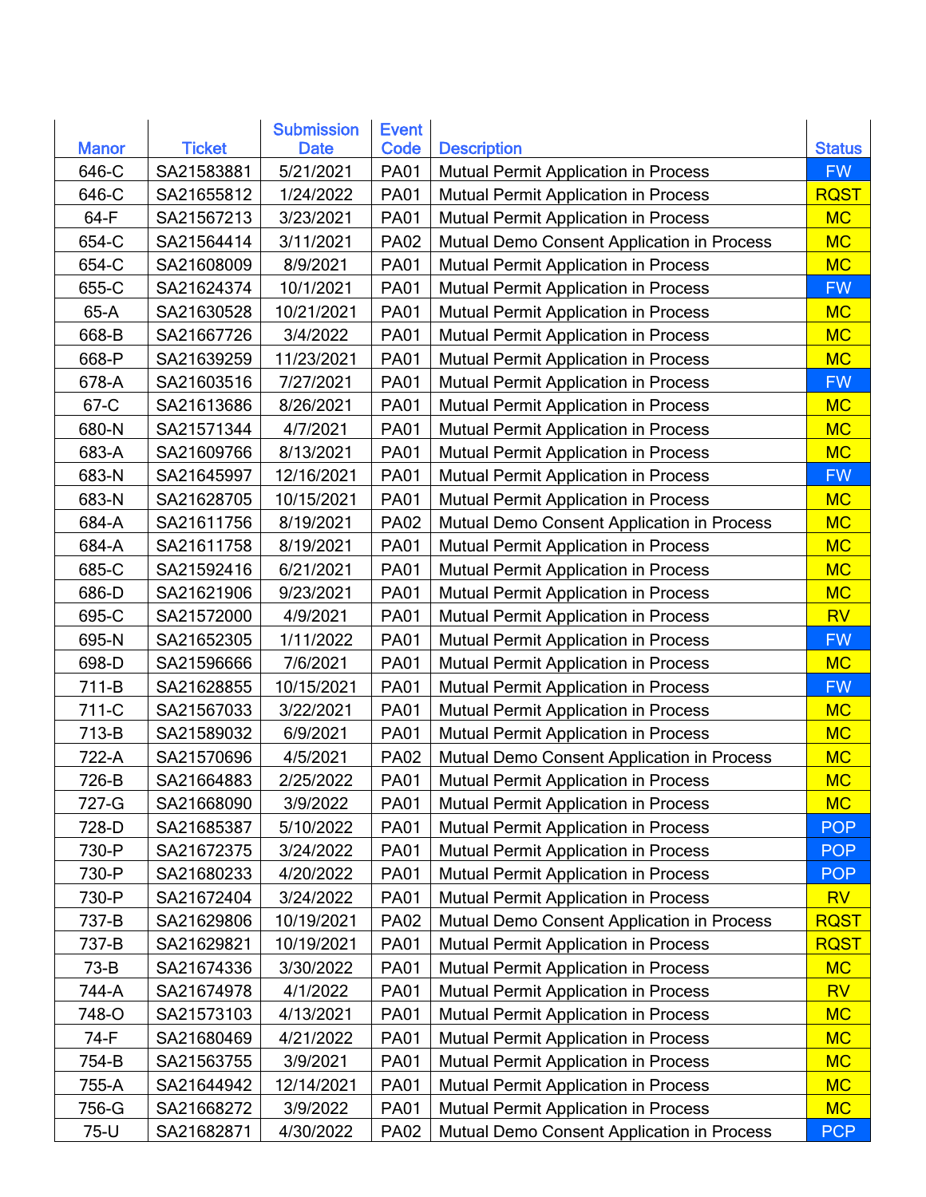| Manor | Ticket | Submission Date | Event Code | Description | Status |
|---|---|---|---|---|---|
| 646-C | SA21583881 | 5/21/2021 | PA01 | Mutual Permit Application in Process | FW |
| 646-C | SA21655812 | 1/24/2022 | PA01 | Mutual Permit Application in Process | RQST |
| 64-F | SA21567213 | 3/23/2021 | PA01 | Mutual Permit Application in Process | MC |
| 654-C | SA21564414 | 3/11/2021 | PA02 | Mutual Demo Consent Application in Process | MC |
| 654-C | SA21608009 | 8/9/2021 | PA01 | Mutual Permit Application in Process | MC |
| 655-C | SA21624374 | 10/1/2021 | PA01 | Mutual Permit Application in Process | FW |
| 65-A | SA21630528 | 10/21/2021 | PA01 | Mutual Permit Application in Process | MC |
| 668-B | SA21667726 | 3/4/2022 | PA01 | Mutual Permit Application in Process | MC |
| 668-P | SA21639259 | 11/23/2021 | PA01 | Mutual Permit Application in Process | MC |
| 678-A | SA21603516 | 7/27/2021 | PA01 | Mutual Permit Application in Process | FW |
| 67-C | SA21613686 | 8/26/2021 | PA01 | Mutual Permit Application in Process | MC |
| 680-N | SA21571344 | 4/7/2021 | PA01 | Mutual Permit Application in Process | MC |
| 683-A | SA21609766 | 8/13/2021 | PA01 | Mutual Permit Application in Process | MC |
| 683-N | SA21645997 | 12/16/2021 | PA01 | Mutual Permit Application in Process | FW |
| 683-N | SA21628705 | 10/15/2021 | PA01 | Mutual Permit Application in Process | MC |
| 684-A | SA21611756 | 8/19/2021 | PA02 | Mutual Demo Consent Application in Process | MC |
| 684-A | SA21611758 | 8/19/2021 | PA01 | Mutual Permit Application in Process | MC |
| 685-C | SA21592416 | 6/21/2021 | PA01 | Mutual Permit Application in Process | MC |
| 686-D | SA21621906 | 9/23/2021 | PA01 | Mutual Permit Application in Process | MC |
| 695-C | SA21572000 | 4/9/2021 | PA01 | Mutual Permit Application in Process | RV |
| 695-N | SA21652305 | 1/11/2022 | PA01 | Mutual Permit Application in Process | FW |
| 698-D | SA21596666 | 7/6/2021 | PA01 | Mutual Permit Application in Process | MC |
| 711-B | SA21628855 | 10/15/2021 | PA01 | Mutual Permit Application in Process | FW |
| 711-C | SA21567033 | 3/22/2021 | PA01 | Mutual Permit Application in Process | MC |
| 713-B | SA21589032 | 6/9/2021 | PA01 | Mutual Permit Application in Process | MC |
| 722-A | SA21570696 | 4/5/2021 | PA02 | Mutual Demo Consent Application in Process | MC |
| 726-B | SA21664883 | 2/25/2022 | PA01 | Mutual Permit Application in Process | MC |
| 727-G | SA21668090 | 3/9/2022 | PA01 | Mutual Permit Application in Process | MC |
| 728-D | SA21685387 | 5/10/2022 | PA01 | Mutual Permit Application in Process | POP |
| 730-P | SA21672375 | 3/24/2022 | PA01 | Mutual Permit Application in Process | POP |
| 730-P | SA21680233 | 4/20/2022 | PA01 | Mutual Permit Application in Process | POP |
| 730-P | SA21672404 | 3/24/2022 | PA01 | Mutual Permit Application in Process | RV |
| 737-B | SA21629806 | 10/19/2021 | PA02 | Mutual Demo Consent Application in Process | RQST |
| 737-B | SA21629821 | 10/19/2021 | PA01 | Mutual Permit Application in Process | RQST |
| 73-B | SA21674336 | 3/30/2022 | PA01 | Mutual Permit Application in Process | MC |
| 744-A | SA21674978 | 4/1/2022 | PA01 | Mutual Permit Application in Process | RV |
| 748-O | SA21573103 | 4/13/2021 | PA01 | Mutual Permit Application in Process | MC |
| 74-F | SA21680469 | 4/21/2022 | PA01 | Mutual Permit Application in Process | MC |
| 754-B | SA21563755 | 3/9/2021 | PA01 | Mutual Permit Application in Process | MC |
| 755-A | SA21644942 | 12/14/2021 | PA01 | Mutual Permit Application in Process | MC |
| 756-G | SA21668272 | 3/9/2022 | PA01 | Mutual Permit Application in Process | MC |
| 75-U | SA21682871 | 4/30/2022 | PA02 | Mutual Demo Consent Application in Process | PCP |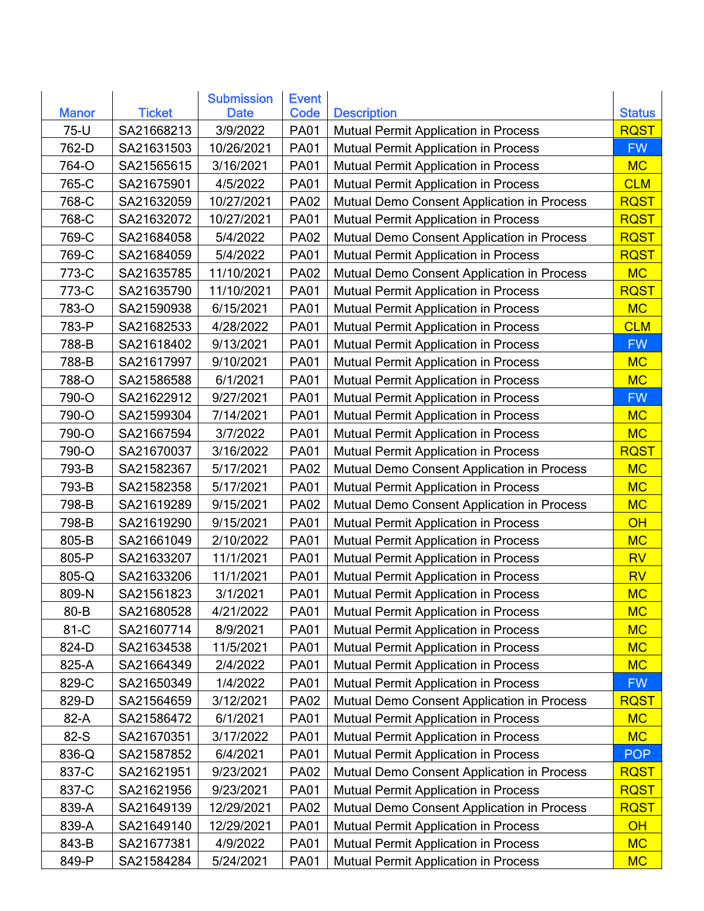| Manor | Ticket | Submission Date | Event Code | Description | Status |
|---|---|---|---|---|---|
| 75-U | SA21668213 | 3/9/2022 | PA01 | Mutual Permit Application in Process | RQST |
| 762-D | SA21631503 | 10/26/2021 | PA01 | Mutual Permit Application in Process | FW |
| 764-O | SA21565615 | 3/16/2021 | PA01 | Mutual Permit Application in Process | MC |
| 765-C | SA21675901 | 4/5/2022 | PA01 | Mutual Permit Application in Process | CLM |
| 768-C | SA21632059 | 10/27/2021 | PA02 | Mutual Demo Consent Application in Process | RQST |
| 768-C | SA21632072 | 10/27/2021 | PA01 | Mutual Permit Application in Process | RQST |
| 769-C | SA21684058 | 5/4/2022 | PA02 | Mutual Demo Consent Application in Process | RQST |
| 769-C | SA21684059 | 5/4/2022 | PA01 | Mutual Permit Application in Process | RQST |
| 773-C | SA21635785 | 11/10/2021 | PA02 | Mutual Demo Consent Application in Process | MC |
| 773-C | SA21635790 | 11/10/2021 | PA01 | Mutual Permit Application in Process | RQST |
| 783-O | SA21590938 | 6/15/2021 | PA01 | Mutual Permit Application in Process | MC |
| 783-P | SA21682533 | 4/28/2022 | PA01 | Mutual Permit Application in Process | CLM |
| 788-B | SA21618402 | 9/13/2021 | PA01 | Mutual Permit Application in Process | FW |
| 788-B | SA21617997 | 9/10/2021 | PA01 | Mutual Permit Application in Process | MC |
| 788-O | SA21586588 | 6/1/2021 | PA01 | Mutual Permit Application in Process | MC |
| 790-O | SA21622912 | 9/27/2021 | PA01 | Mutual Permit Application in Process | FW |
| 790-O | SA21599304 | 7/14/2021 | PA01 | Mutual Permit Application in Process | MC |
| 790-O | SA21667594 | 3/7/2022 | PA01 | Mutual Permit Application in Process | MC |
| 790-O | SA21670037 | 3/16/2022 | PA01 | Mutual Permit Application in Process | RQST |
| 793-B | SA21582367 | 5/17/2021 | PA02 | Mutual Demo Consent Application in Process | MC |
| 793-B | SA21582358 | 5/17/2021 | PA01 | Mutual Permit Application in Process | MC |
| 798-B | SA21619289 | 9/15/2021 | PA02 | Mutual Demo Consent Application in Process | MC |
| 798-B | SA21619290 | 9/15/2021 | PA01 | Mutual Permit Application in Process | OH |
| 805-B | SA21661049 | 2/10/2022 | PA01 | Mutual Permit Application in Process | MC |
| 805-P | SA21633207 | 11/1/2021 | PA01 | Mutual Permit Application in Process | RV |
| 805-Q | SA21633206 | 11/1/2021 | PA01 | Mutual Permit Application in Process | RV |
| 809-N | SA21561823 | 3/1/2021 | PA01 | Mutual Permit Application in Process | MC |
| 80-B | SA21680528 | 4/21/2022 | PA01 | Mutual Permit Application in Process | MC |
| 81-C | SA21607714 | 8/9/2021 | PA01 | Mutual Permit Application in Process | MC |
| 824-D | SA21634538 | 11/5/2021 | PA01 | Mutual Permit Application in Process | MC |
| 825-A | SA21664349 | 2/4/2022 | PA01 | Mutual Permit Application in Process | MC |
| 829-C | SA21650349 | 1/4/2022 | PA01 | Mutual Permit Application in Process | FW |
| 829-D | SA21564659 | 3/12/2021 | PA02 | Mutual Demo Consent Application in Process | RQST |
| 82-A | SA21586472 | 6/1/2021 | PA01 | Mutual Permit Application in Process | MC |
| 82-S | SA21670351 | 3/17/2022 | PA01 | Mutual Permit Application in Process | MC |
| 836-Q | SA21587852 | 6/4/2021 | PA01 | Mutual Permit Application in Process | POP |
| 837-C | SA21621951 | 9/23/2021 | PA02 | Mutual Demo Consent Application in Process | RQST |
| 837-C | SA21621956 | 9/23/2021 | PA01 | Mutual Permit Application in Process | RQST |
| 839-A | SA21649139 | 12/29/2021 | PA02 | Mutual Demo Consent Application in Process | RQST |
| 839-A | SA21649140 | 12/29/2021 | PA01 | Mutual Permit Application in Process | OH |
| 843-B | SA21677381 | 4/9/2022 | PA01 | Mutual Permit Application in Process | MC |
| 849-P | SA21584284 | 5/24/2021 | PA01 | Mutual Permit Application in Process | MC |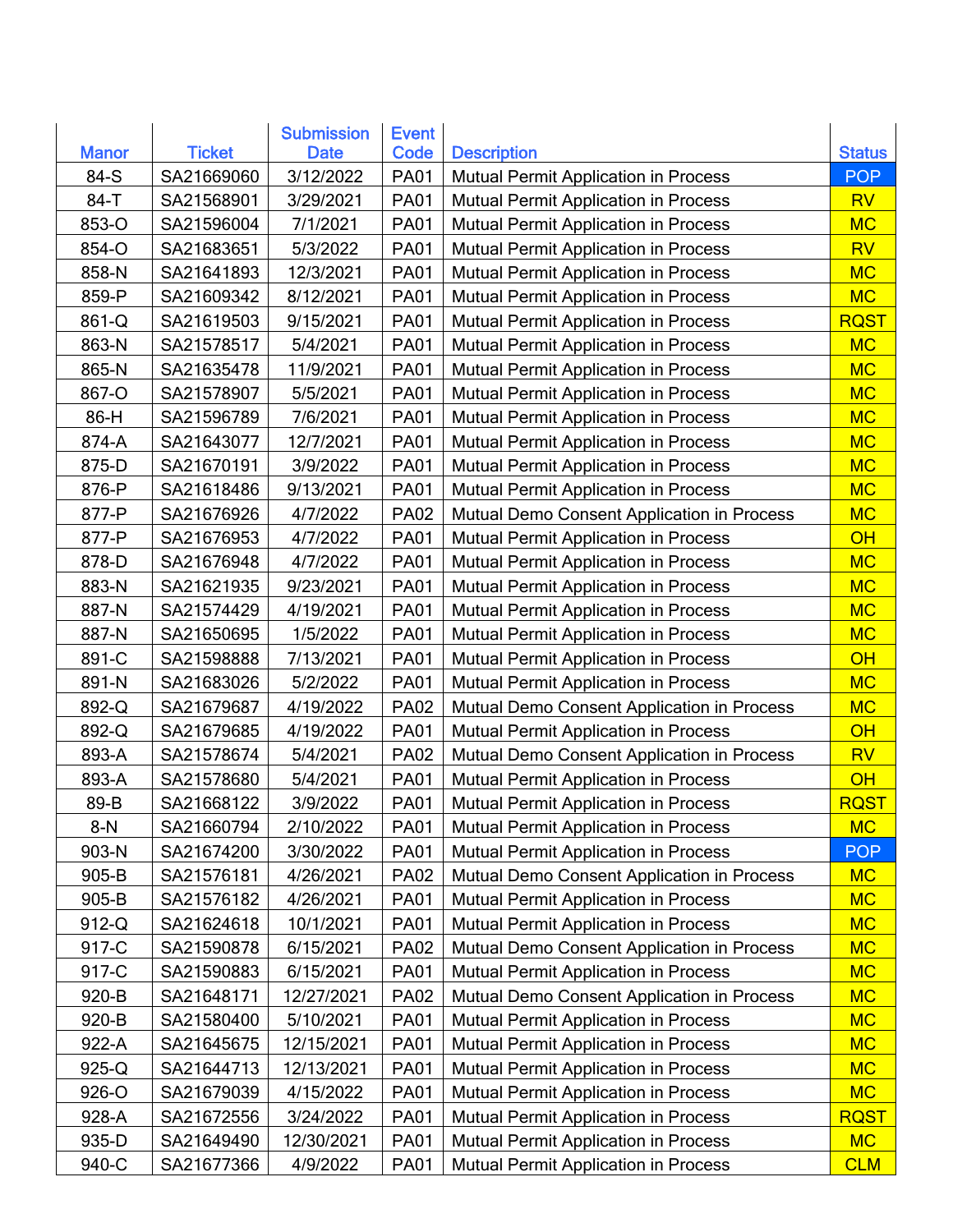| Manor | Ticket | Submission Date | Event Code | Description | Status |
|---|---|---|---|---|---|
| 84-S | SA21669060 | 3/12/2022 | PA01 | Mutual Permit Application in Process | POP |
| 84-T | SA21568901 | 3/29/2021 | PA01 | Mutual Permit Application in Process | RV |
| 853-O | SA21596004 | 7/1/2021 | PA01 | Mutual Permit Application in Process | MC |
| 854-O | SA21683651 | 5/3/2022 | PA01 | Mutual Permit Application in Process | RV |
| 858-N | SA21641893 | 12/3/2021 | PA01 | Mutual Permit Application in Process | MC |
| 859-P | SA21609342 | 8/12/2021 | PA01 | Mutual Permit Application in Process | MC |
| 861-Q | SA21619503 | 9/15/2021 | PA01 | Mutual Permit Application in Process | RQST |
| 863-N | SA21578517 | 5/4/2021 | PA01 | Mutual Permit Application in Process | MC |
| 865-N | SA21635478 | 11/9/2021 | PA01 | Mutual Permit Application in Process | MC |
| 867-O | SA21578907 | 5/5/2021 | PA01 | Mutual Permit Application in Process | MC |
| 86-H | SA21596789 | 7/6/2021 | PA01 | Mutual Permit Application in Process | MC |
| 874-A | SA21643077 | 12/7/2021 | PA01 | Mutual Permit Application in Process | MC |
| 875-D | SA21670191 | 3/9/2022 | PA01 | Mutual Permit Application in Process | MC |
| 876-P | SA21618486 | 9/13/2021 | PA01 | Mutual Permit Application in Process | MC |
| 877-P | SA21676926 | 4/7/2022 | PA02 | Mutual Demo Consent Application in Process | MC |
| 877-P | SA21676953 | 4/7/2022 | PA01 | Mutual Permit Application in Process | OH |
| 878-D | SA21676948 | 4/7/2022 | PA01 | Mutual Permit Application in Process | MC |
| 883-N | SA21621935 | 9/23/2021 | PA01 | Mutual Permit Application in Process | MC |
| 887-N | SA21574429 | 4/19/2021 | PA01 | Mutual Permit Application in Process | MC |
| 887-N | SA21650695 | 1/5/2022 | PA01 | Mutual Permit Application in Process | MC |
| 891-C | SA21598888 | 7/13/2021 | PA01 | Mutual Permit Application in Process | OH |
| 891-N | SA21683026 | 5/2/2022 | PA01 | Mutual Permit Application in Process | MC |
| 892-Q | SA21679687 | 4/19/2022 | PA02 | Mutual Demo Consent Application in Process | MC |
| 892-Q | SA21679685 | 4/19/2022 | PA01 | Mutual Permit Application in Process | OH |
| 893-A | SA21578674 | 5/4/2021 | PA02 | Mutual Demo Consent Application in Process | RV |
| 893-A | SA21578680 | 5/4/2021 | PA01 | Mutual Permit Application in Process | OH |
| 89-B | SA21668122 | 3/9/2022 | PA01 | Mutual Permit Application in Process | RQST |
| 8-N | SA21660794 | 2/10/2022 | PA01 | Mutual Permit Application in Process | MC |
| 903-N | SA21674200 | 3/30/2022 | PA01 | Mutual Permit Application in Process | POP |
| 905-B | SA21576181 | 4/26/2021 | PA02 | Mutual Demo Consent Application in Process | MC |
| 905-B | SA21576182 | 4/26/2021 | PA01 | Mutual Permit Application in Process | MC |
| 912-Q | SA21624618 | 10/1/2021 | PA01 | Mutual Permit Application in Process | MC |
| 917-C | SA21590878 | 6/15/2021 | PA02 | Mutual Demo Consent Application in Process | MC |
| 917-C | SA21590883 | 6/15/2021 | PA01 | Mutual Permit Application in Process | MC |
| 920-B | SA21648171 | 12/27/2021 | PA02 | Mutual Demo Consent Application in Process | MC |
| 920-B | SA21580400 | 5/10/2021 | PA01 | Mutual Permit Application in Process | MC |
| 922-A | SA21645675 | 12/15/2021 | PA01 | Mutual Permit Application in Process | MC |
| 925-Q | SA21644713 | 12/13/2021 | PA01 | Mutual Permit Application in Process | MC |
| 926-O | SA21679039 | 4/15/2022 | PA01 | Mutual Permit Application in Process | MC |
| 928-A | SA21672556 | 3/24/2022 | PA01 | Mutual Permit Application in Process | RQST |
| 935-D | SA21649490 | 12/30/2021 | PA01 | Mutual Permit Application in Process | MC |
| 940-C | SA21677366 | 4/9/2022 | PA01 | Mutual Permit Application in Process | CLM |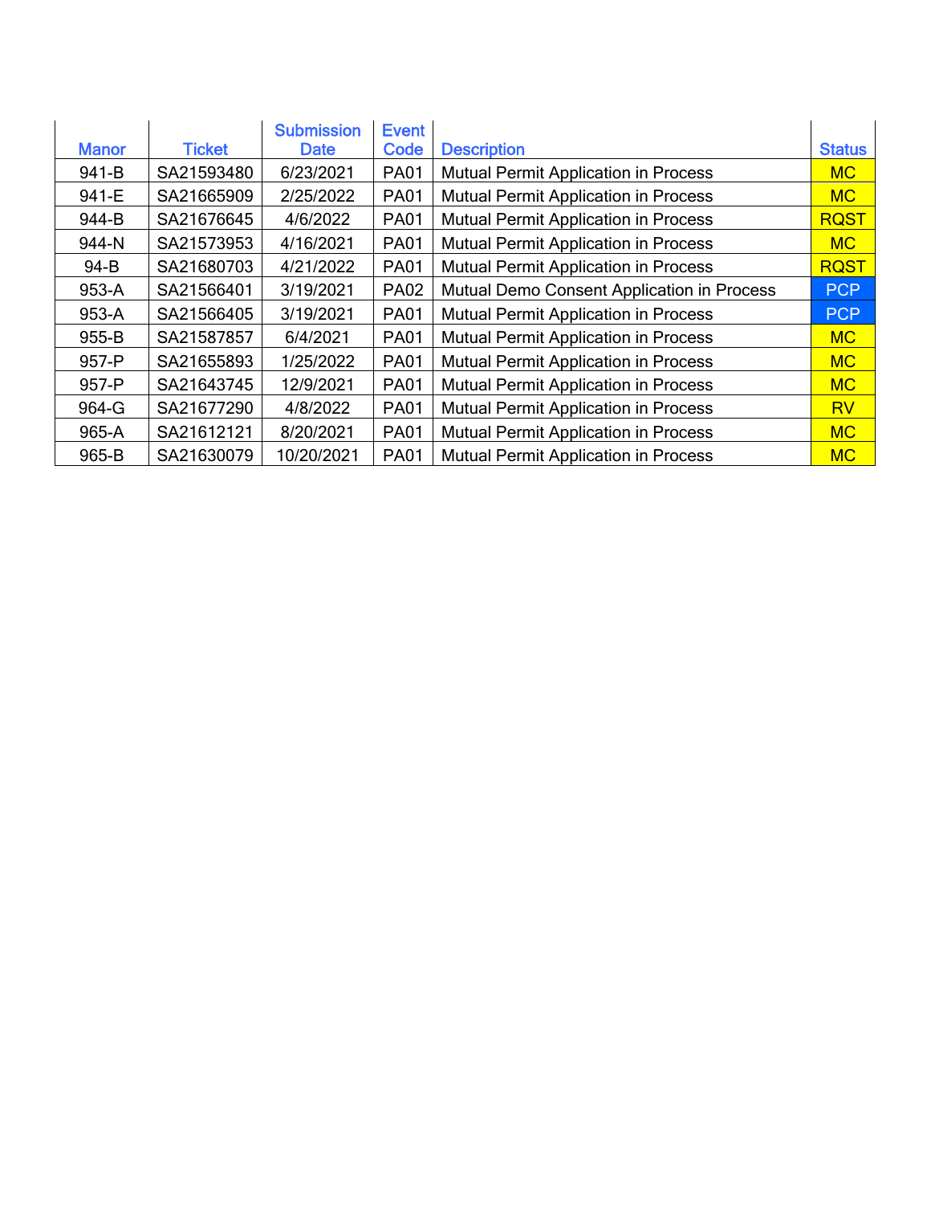| Manor | Ticket | Submission Date | Event Code | Description | Status |
|---|---|---|---|---|---|
| 941-B | SA21593480 | 6/23/2021 | PA01 | Mutual Permit Application in Process | MC |
| 941-E | SA21665909 | 2/25/2022 | PA01 | Mutual Permit Application in Process | MC |
| 944-B | SA21676645 | 4/6/2022 | PA01 | Mutual Permit Application in Process | RQST |
| 944-N | SA21573953 | 4/16/2021 | PA01 | Mutual Permit Application in Process | MC |
| 94-B | SA21680703 | 4/21/2022 | PA01 | Mutual Permit Application in Process | RQST |
| 953-A | SA21566401 | 3/19/2021 | PA02 | Mutual Demo Consent Application in Process | PCP |
| 953-A | SA21566405 | 3/19/2021 | PA01 | Mutual Permit Application in Process | PCP |
| 955-B | SA21587857 | 6/4/2021 | PA01 | Mutual Permit Application in Process | MC |
| 957-P | SA21655893 | 1/25/2022 | PA01 | Mutual Permit Application in Process | MC |
| 957-P | SA21643745 | 12/9/2021 | PA01 | Mutual Permit Application in Process | MC |
| 964-G | SA21677290 | 4/8/2022 | PA01 | Mutual Permit Application in Process | RV |
| 965-A | SA21612121 | 8/20/2021 | PA01 | Mutual Permit Application in Process | MC |
| 965-B | SA21630079 | 10/20/2021 | PA01 | Mutual Permit Application in Process | MC |